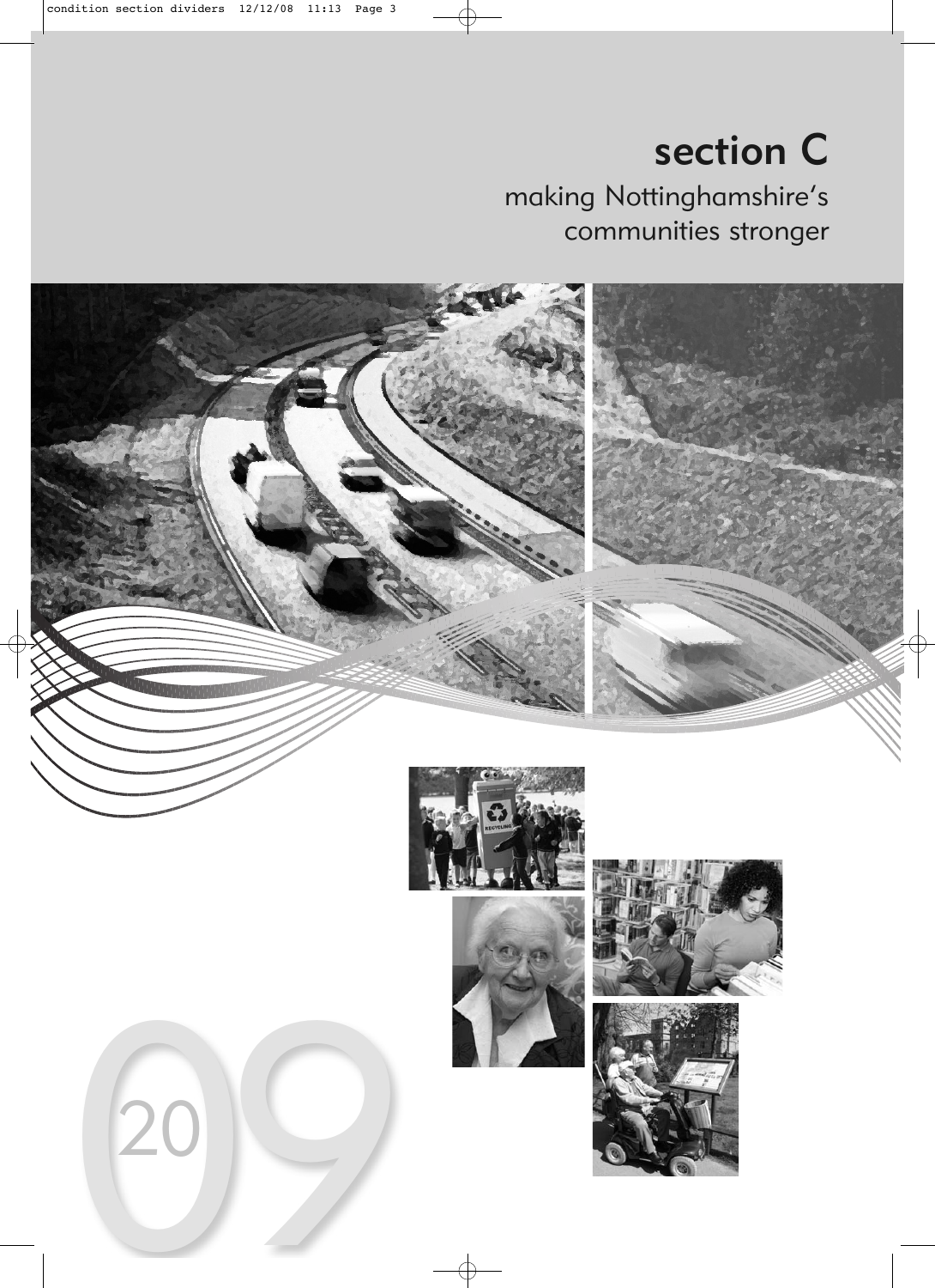# section C

## making Nottinghamshire's communities stronger

2009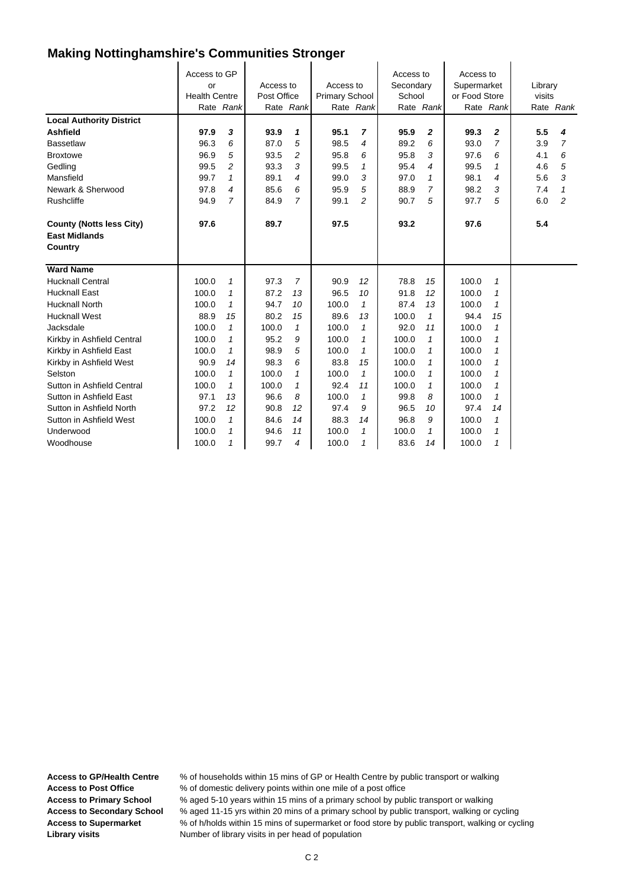## Making Nottinghamshire's Communities Stronger

| | Access to GP or Health Centre | | Access to Post Office | | Access to Primary School | | Access to Secondary School | | Access to Supermarket or Food Store | | Library visits | |
|---|---|---|---|---|---|---|---|---|---|---|---|---|
| | Rate | *Rank* | Rate | *Rank* | Rate | *Rank* | Rate | *Rank* | Rate | *Rank* | Rate | *Rank* |
| **Local Authority District** | | | | | | | | | | | | |
| **Ashfield** | **97.9** | ***3*** | **93.9** | ***1*** | **95.1** | ***7*** | **95.9** | ***2*** | **99.3** | ***2*** | **5.5** | ***4*** |
| Bassetlaw | 96.3 | *6* | 87.0 | *5* | 98.5 | *4* | 89.2 | *6* | 93.0 | *7* | 3.9 | *7* |
| Broxtowe | 96.9 | *5* | 93.5 | *2* | 95.8 | *6* | 95.8 | *3* | 97.6 | *6* | 4.1 | *6* |
| Gedling | 99.5 | *2* | 93.3 | *3* | 99.5 | *1* | 95.4 | *4* | 99.5 | *1* | 4.6 | *5* |
| Mansfield | 99.7 | *1* | 89.1 | *4* | 99.0 | *3* | 97.0 | *1* | 98.1 | *4* | 5.6 | *3* |
| Newark & Sherwood | 97.8 | *4* | 85.6 | *6* | 95.9 | *5* | 88.9 | *7* | 98.2 | *3* | 7.4 | *1* |
| Rushcliffe | 94.9 | *7* | 84.9 | *7* | 99.1 | *2* | 90.7 | *5* | 97.7 | *5* | 6.0 | *2* |
| **County (Notts less City)** | **97.6** | | **89.7** | | **97.5** | | **93.2** | | **97.6** | | **5.4** | |
| **East Midlands** | | | | | | | | | | | | |
| **Country** | | | | | | | | | | | | |
| **Ward Name** | | | | | | | | | | | | |
| Hucknall Central | 100.0 | *1* | 97.3 | *7* | 90.9 | *12* | 78.8 | *15* | 100.0 | *1* | | |
| Hucknall East | 100.0 | *1* | 87.2 | *13* | 96.5 | *10* | 91.8 | *12* | 100.0 | *1* | | |
| Hucknall North | 100.0 | *1* | 94.7 | *10* | 100.0 | *1* | 87.4 | *13* | 100.0 | *1* | | |
| Hucknall West | 88.9 | *15* | 80.2 | *15* | 89.6 | *13* | 100.0 | *1* | 94.4 | *15* | | |
| Jacksdale | 100.0 | *1* | 100.0 | *1* | 100.0 | *1* | 92.0 | *11* | 100.0 | *1* | | |
| Kirkby in Ashfield Central | 100.0 | *1* | 95.2 | *9* | 100.0 | *1* | 100.0 | *1* | 100.0 | *1* | | |
| Kirkby in Ashfield East | 100.0 | *1* | 98.9 | *5* | 100.0 | *1* | 100.0 | *1* | 100.0 | *1* | | |
| Kirkby in Ashfield West | 90.9 | *14* | 98.3 | *6* | 83.8 | *15* | 100.0 | *1* | 100.0 | *1* | | |
| Selston | 100.0 | *1* | 100.0 | *1* | 100.0 | *1* | 100.0 | *1* | 100.0 | *1* | | |
| Sutton in Ashfield Central | 100.0 | *1* | 100.0 | *1* | 92.4 | *11* | 100.0 | *1* | 100.0 | *1* | | |
| Sutton in Ashfield East | 97.1 | *13* | 96.6 | *8* | 100.0 | *1* | 99.8 | *8* | 100.0 | *1* | | |
| Sutton in Ashfield North | 97.2 | *12* | 90.8 | *12* | 97.4 | *9* | 96.5 | *10* | 97.4 | *14* | | |
| Sutton in Ashfield West | 100.0 | *1* | 84.6 | *14* | 88.3 | *14* | 96.8 | *9* | 100.0 | *1* | | |
| Underwood | 100.0 | *1* | 94.6 | *11* | 100.0 | *1* | 100.0 | *1* | 100.0 | *1* | | |
| Woodhouse | 100.0 | *1* | 99.7 | *4* | 100.0 | *1* | 83.6 | *14* | 100.0 | *1* | | |

**Access to GP/Health Centre** % of households within 15 mins of GP or Health Centre by public transport or walking
**Access to Post Office** % of domestic delivery points within one mile of a post office
**Access to Primary School** % aged 5-10 years within 15 mins of a primary school by public transport or walking
**Access to Secondary School** % aged 11-15 yrs within 20 mins of a primary school by public transport, walking or cycling
**Access to Supermarket** % of h/holds within 15 mins of supermarket or food store by public transport, walking or cycling
**Library visits** Number of library visits in per head of population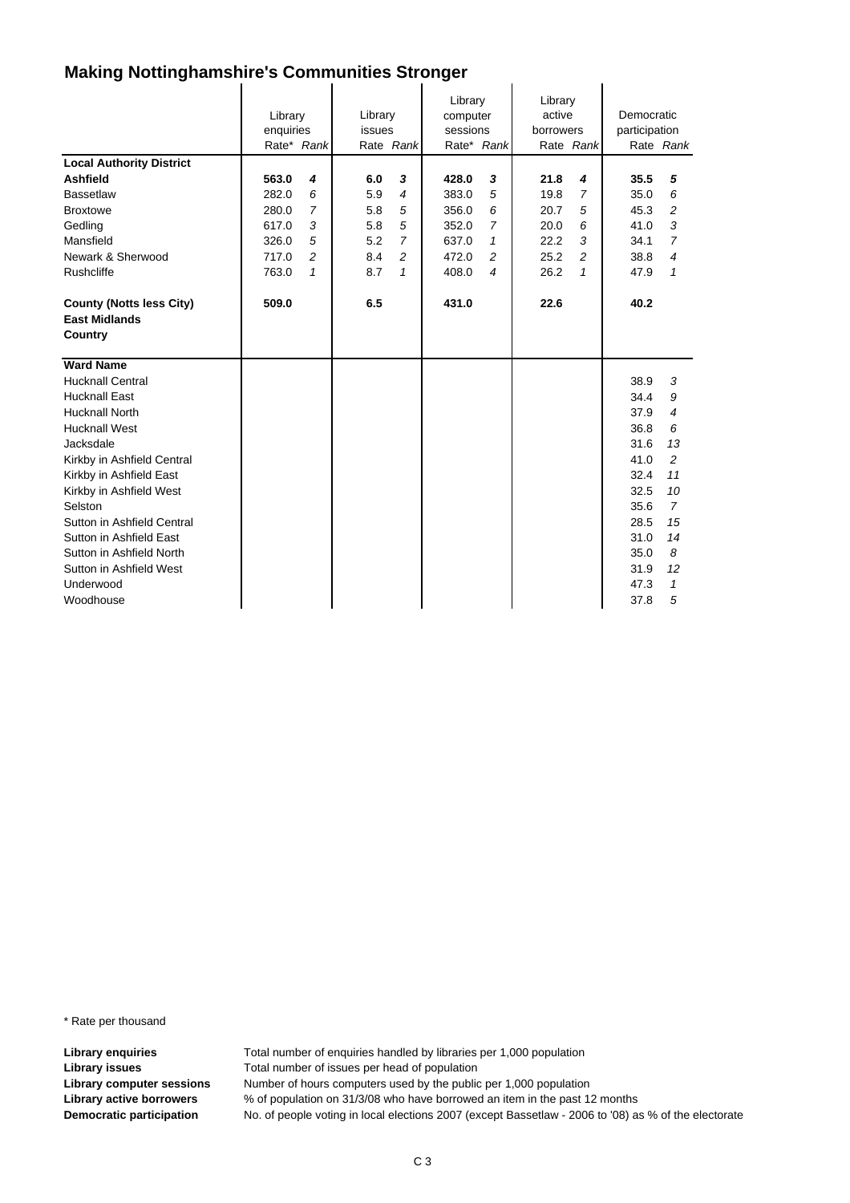# Making Nottinghamshire's Communities Stronger

| | Library enquiries | | Library issues | | Library computer sessions | | Library active borrowers | | Democratic participation | |
|---|---|---|---|---|---|---|---|---|---|---|
| | Rate* | *Rank* | Rate | *Rank* | Rate* | *Rank* | Rate | *Rank* | Rate | *Rank* |
| **Local Authority District** | | | | | | | | | | |
| **Ashfield** | **563.0** | ***4*** | **6.0** | ***3*** | **428.0** | ***3*** | **21.8** | ***4*** | **35.5** | ***5*** |
| Bassetlaw | 282.0 | *6* | 5.9 | *4* | 383.0 | *5* | 19.8 | *7* | 35.0 | *6* |
| Broxtowe | 280.0 | *7* | 5.8 | *5* | 356.0 | *6* | 20.7 | *5* | 45.3 | *2* |
| Gedling | 617.0 | *3* | 5.8 | *5* | 352.0 | *7* | 20.0 | *6* | 41.0 | *3* |
| Mansfield | 326.0 | *5* | 5.2 | *7* | 637.0 | *1* | 22.2 | *3* | 34.1 | *7* |
| Newark & Sherwood | 717.0 | *2* | 8.4 | *2* | 472.0 | *2* | 25.2 | *2* | 38.8 | *4* |
| Rushcliffe | 763.0 | *1* | 8.7 | *1* | 408.0 | *4* | 26.2 | *1* | 47.9 | *1* |
| **County (Notts less City)** | **509.0** | | **6.5** | | **431.0** | | **22.6** | | **40.2** | |
| **East Midlands** | | | | | | | | | | |
| **Country** | | | | | | | | | | |
| **Ward Name** | | | | | | | | | | |
| Hucknall Central | | | | | | | | | 38.9 | *3* |
| Hucknall East | | | | | | | | | 34.4 | *9* |
| Hucknall North | | | | | | | | | 37.9 | *4* |
| Hucknall West | | | | | | | | | 36.8 | *6* |
| Jacksdale | | | | | | | | | 31.6 | *13* |
| Kirkby in Ashfield Central | | | | | | | | | 41.0 | *2* |
| Kirkby in Ashfield East | | | | | | | | | 32.4 | *11* |
| Kirkby in Ashfield West | | | | | | | | | 32.5 | *10* |
| Selston | | | | | | | | | 35.6 | *7* |
| Sutton in Ashfield Central | | | | | | | | | 28.5 | *15* |
| Sutton in Ashfield East | | | | | | | | | 31.0 | *14* |
| Sutton in Ashfield North | | | | | | | | | 35.0 | *8* |
| Sutton in Ashfield West | | | | | | | | | 31.9 | *12* |
| Underwood | | | | | | | | | 47.3 | *1* |
| Woodhouse | | | | | | | | | 37.8 | *5* |

\* Rate per thousand

**Library enquiries** Total number of enquiries handled by libraries per 1,000 population

**Library issues** Total number of issues per head of population

**Library computer sessions** Number of hours computers used by the public per 1,000 population

**Library active borrowers** % of population on 31/3/08 who have borrowed an item in the past 12 months

**Democratic participation** No. of people voting in local elections 2007 (except Bassetlaw - 2006 to '08) as % of the electorate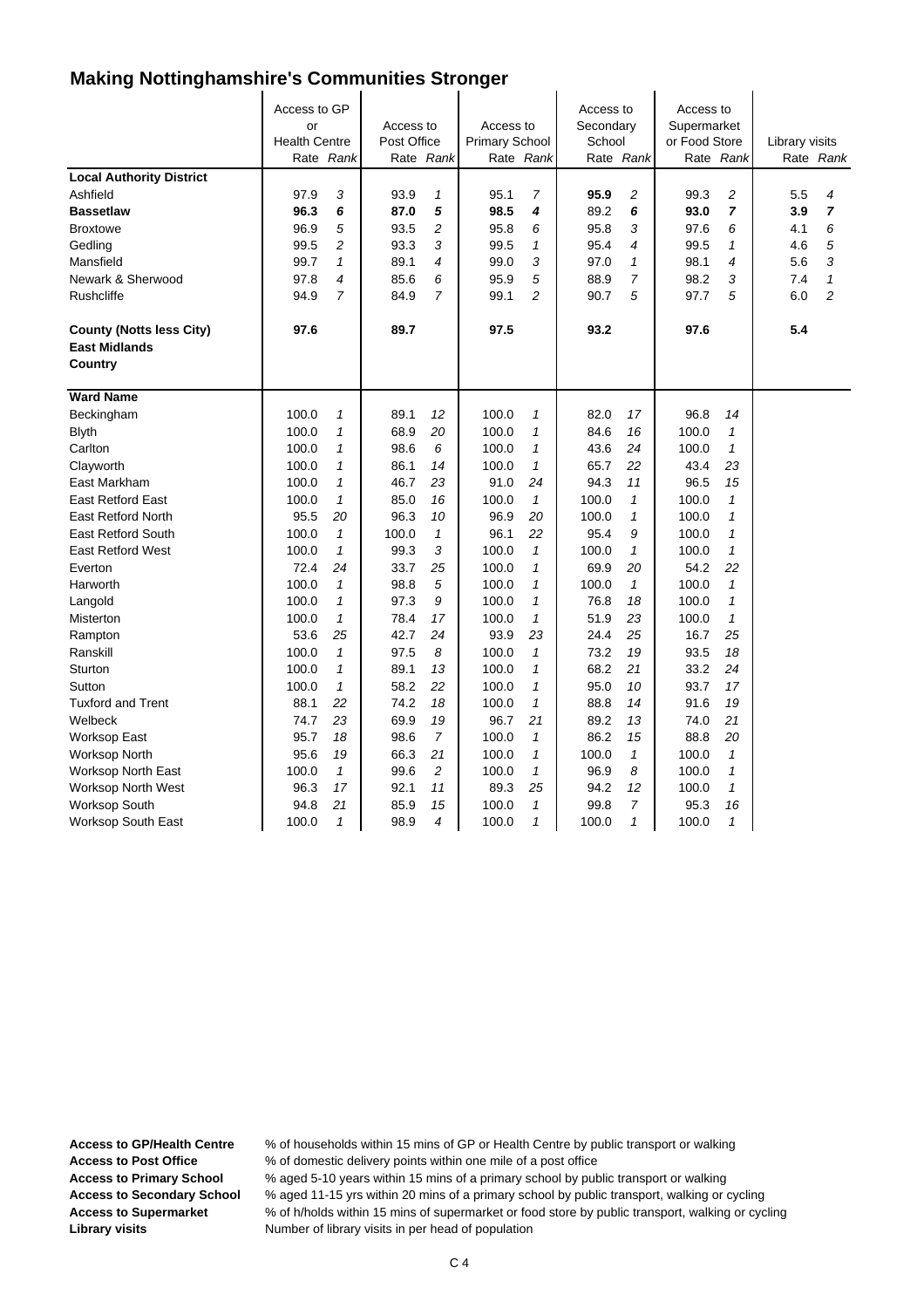# Making Nottinghamshire's Communities Stronger

| | Access to GP or Health Centre | | Access to Post Office | | Access to Primary School | | Access to Secondary School | | Access to Supermarket or Food Store | | Library visits | |
|---|---|---|---|---|---|---|---|---|---|---|---|---|
| | Rate | *Rank* | Rate | *Rank* | Rate | *Rank* | Rate | *Rank* | Rate | *Rank* | Rate | *Rank* |
| **Local Authority District** | | | | | | | | | | | | |
| Ashfield | 97.9 | *3* | 93.9 | *1* | 95.1 | *7* | **95.9** | *2* | 99.3 | *2* | 5.5 | *4* |
| **Bassetlaw** | **96.3** | ***6*** | **87.0** | ***5*** | **98.5** | ***4*** | 89.2 | ***6*** | **93.0** | ***7*** | **3.9** | ***7*** |
| Broxtowe | 96.9 | *5* | 93.5 | *2* | 95.8 | *6* | 95.8 | *3* | 97.6 | *6* | 4.1 | *6* |
| Gedling | 99.5 | *2* | 93.3 | *3* | 99.5 | *1* | 95.4 | *4* | 99.5 | *1* | 4.6 | *5* |
| Mansfield | 99.7 | *1* | 89.1 | *4* | 99.0 | *3* | 97.0 | *1* | 98.1 | *4* | 5.6 | *3* |
| Newark & Sherwood | 97.8 | *4* | 85.6 | *6* | 95.9 | *5* | 88.9 | *7* | 98.2 | *3* | 7.4 | *1* |
| Rushcliffe | 94.9 | *7* | 84.9 | *7* | 99.1 | *2* | 90.7 | *5* | 97.7 | *5* | 6.0 | *2* |
| **County (Notts less City)** | **97.6** | | **89.7** | | **97.5** | | **93.2** | | **97.6** | | **5.4** | |
| **East Midlands** | | | | | | | | | | | | |
| **Country** | | | | | | | | | | | | |
| **Ward Name** | | | | | | | | | | | | |
| Beckingham | 100.0 | *1* | 89.1 | *12* | 100.0 | *1* | 82.0 | *17* | 96.8 | *14* | | |
| Blyth | 100.0 | *1* | 68.9 | *20* | 100.0 | *1* | 84.6 | *16* | 100.0 | *1* | | |
| Carlton | 100.0 | *1* | 98.6 | *6* | 100.0 | *1* | 43.6 | *24* | 100.0 | *1* | | |
| Clayworth | 100.0 | *1* | 86.1 | *14* | 100.0 | *1* | 65.7 | *22* | 43.4 | *23* | | |
| East Markham | 100.0 | *1* | 46.7 | *23* | 91.0 | *24* | 94.3 | *11* | 96.5 | *15* | | |
| East Retford East | 100.0 | *1* | 85.0 | *16* | 100.0 | *1* | 100.0 | *1* | 100.0 | *1* | | |
| East Retford North | 95.5 | *20* | 96.3 | *10* | 96.9 | *20* | 100.0 | *1* | 100.0 | *1* | | |
| East Retford South | 100.0 | *1* | 100.0 | *1* | 96.1 | *22* | 95.4 | *9* | 100.0 | *1* | | |
| East Retford West | 100.0 | *1* | 99.3 | *3* | 100.0 | *1* | 100.0 | *1* | 100.0 | *1* | | |
| Everton | 72.4 | *24* | 33.7 | *25* | 100.0 | *1* | 69.9 | *20* | 54.2 | *22* | | |
| Harworth | 100.0 | *1* | 98.8 | *5* | 100.0 | *1* | 100.0 | *1* | 100.0 | *1* | | |
| Langold | 100.0 | *1* | 97.3 | *9* | 100.0 | *1* | 76.8 | *18* | 100.0 | *1* | | |
| Misterton | 100.0 | *1* | 78.4 | *17* | 100.0 | *1* | 51.9 | *23* | 100.0 | *1* | | |
| Rampton | 53.6 | *25* | 42.7 | *24* | 93.9 | *23* | 24.4 | *25* | 16.7 | *25* | | |
| Ranskill | 100.0 | *1* | 97.5 | *8* | 100.0 | *1* | 73.2 | *19* | 93.5 | *18* | | |
| Sturton | 100.0 | *1* | 89.1 | *13* | 100.0 | *1* | 68.2 | *21* | 33.2 | *24* | | |
| Sutton | 100.0 | *1* | 58.2 | *22* | 100.0 | *1* | 95.0 | *10* | 93.7 | *17* | | |
| Tuxford and Trent | 88.1 | *22* | 74.2 | *18* | 100.0 | *1* | 88.8 | *14* | 91.6 | *19* | | |
| Welbeck | 74.7 | *23* | 69.9 | *19* | 96.7 | *21* | 89.2 | *13* | 74.0 | *21* | | |
| Worksop East | 95.7 | *18* | 98.6 | *7* | 100.0 | *1* | 86.2 | *15* | 88.8 | *20* | | |
| Worksop North | 95.6 | *19* | 66.3 | *21* | 100.0 | *1* | 100.0 | *1* | 100.0 | *1* | | |
| Worksop North East | 100.0 | *1* | 99.6 | *2* | 100.0 | *1* | 96.9 | *8* | 100.0 | *1* | | |
| Worksop North West | 96.3 | *17* | 92.1 | *11* | 89.3 | *25* | 94.2 | *12* | 100.0 | *1* | | |
| Worksop South | 94.8 | *21* | 85.9 | *15* | 100.0 | *1* | 99.8 | *7* | 95.3 | *16* | | |
| Worksop South East | 100.0 | *1* | 98.9 | *4* | 100.0 | *1* | 100.0 | *1* | 100.0 | *1* | | |

**Access to GP/Health Centre** % of households within 15 mins of GP or Health Centre by public transport or walking
**Access to Post Office** % of domestic delivery points within one mile of a post office
**Access to Primary School** % aged 5-10 years within 15 mins of a primary school by public transport or walking
**Access to Secondary School** % aged 11-15 yrs within 20 mins of a primary school by public transport, walking or cycling
**Access to Supermarket** % of h/holds within 15 mins of supermarket or food store by public transport, walking or cycling
**Library visits** Number of library visits in per head of population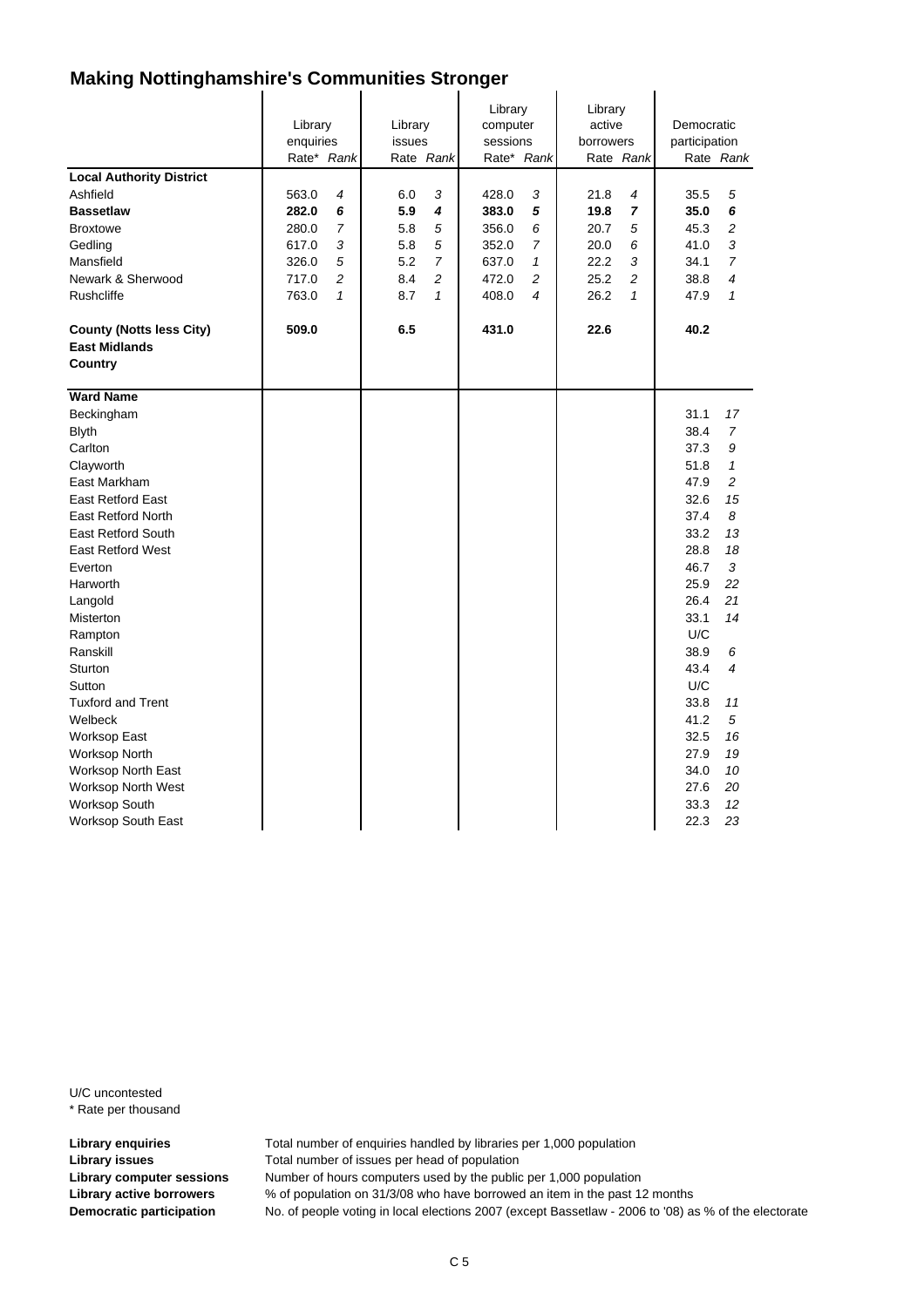# Making Nottinghamshire's Communities Stronger

| | Library enquiries | | Library issues | | Library computer sessions | | Library active borrowers | | Democratic participation | |
|---|---|---|---|---|---|---|---|---|---|---|
| | Rate* | *Rank* | Rate | *Rank* | Rate* | *Rank* | Rate | *Rank* | Rate | *Rank* |
| **Local Authority District** | | | | | | | | | | |
| Ashfield | 563.0 | *4* | 6.0 | *3* | 428.0 | *3* | 21.8 | *4* | 35.5 | *5* |
| **Bassetlaw** | **282.0** | ***6*** | **5.9** | ***4*** | **383.0** | ***5*** | **19.8** | ***7*** | **35.0** | ***6*** |
| Broxtowe | 280.0 | *7* | 5.8 | *5* | 356.0 | *6* | 20.7 | *5* | 45.3 | *2* |
| Gedling | 617.0 | *3* | 5.8 | *5* | 352.0 | *7* | 20.0 | *6* | 41.0 | *3* |
| Mansfield | 326.0 | *5* | 5.2 | *7* | 637.0 | *1* | 22.2 | *3* | 34.1 | *7* |
| Newark & Sherwood | 717.0 | *2* | 8.4 | *2* | 472.0 | *2* | 25.2 | *2* | 38.8 | *4* |
| Rushcliffe | 763.0 | *1* | 8.7 | *1* | 408.0 | *4* | 26.2 | *1* | 47.9 | *1* |
| **County (Notts less City)** | **509.0** | | **6.5** | | **431.0** | | **22.6** | | **40.2** | |
| **East Midlands** | | | | | | | | | | |
| **Country** | | | | | | | | | | |
| **Ward Name** | | | | | | | | | | |
| Beckingham | | | | | | | | | 31.1 | *17* |
| Blyth | | | | | | | | | 38.4 | *7* |
| Carlton | | | | | | | | | 37.3 | *9* |
| Clayworth | | | | | | | | | 51.8 | *1* |
| East Markham | | | | | | | | | 47.9 | *2* |
| East Retford East | | | | | | | | | 32.6 | *15* |
| East Retford North | | | | | | | | | 37.4 | *8* |
| East Retford South | | | | | | | | | 33.2 | *13* |
| East Retford West | | | | | | | | | 28.8 | *18* |
| Everton | | | | | | | | | 46.7 | *3* |
| Harworth | | | | | | | | | 25.9 | *22* |
| Langold | | | | | | | | | 26.4 | *21* |
| Misterton | | | | | | | | | 33.1 | *14* |
| Rampton | | | | | | | | | U/C | |
| Ranskill | | | | | | | | | 38.9 | *6* |
| Sturton | | | | | | | | | 43.4 | *4* |
| Sutton | | | | | | | | | U/C | |
| Tuxford and Trent | | | | | | | | | 33.8 | *11* |
| Welbeck | | | | | | | | | 41.2 | *5* |
| Worksop East | | | | | | | | | 32.5 | *16* |
| Worksop North | | | | | | | | | 27.9 | *19* |
| Worksop North East | | | | | | | | | 34.0 | *10* |
| Worksop North West | | | | | | | | | 27.6 | *20* |
| Worksop South | | | | | | | | | 33.3 | *12* |
| Worksop South East | | | | | | | | | 22.3 | *23* |

U/C uncontested

* Rate per thousand

**Library enquiries** Total number of enquiries handled by libraries per 1,000 population

**Library issues** Total number of issues per head of population

**Library computer sessions** Number of hours computers used by the public per 1,000 population

**Library active borrowers** % of population on 31/3/08 who have borrowed an item in the past 12 months

**Democratic participation** No. of people voting in local elections 2007 (except Bassetlaw - 2006 to '08) as % of the electorate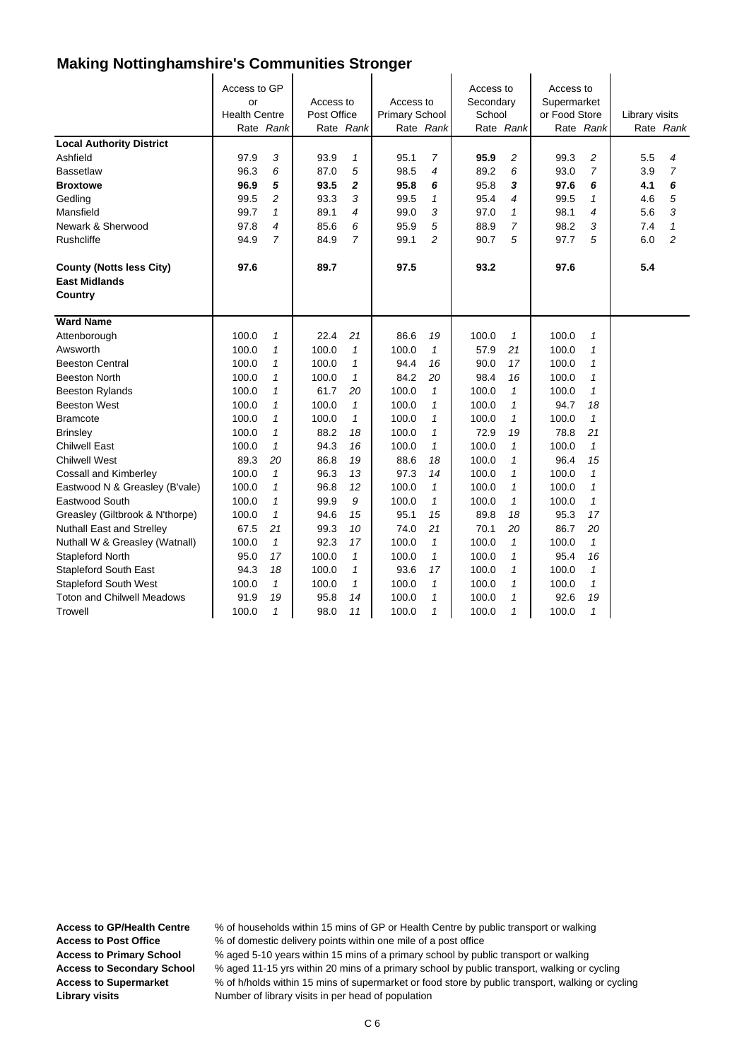# Making Nottinghamshire's Communities Stronger

| | Access to GP or Health Centre | | Access to Post Office | | Access to Primary School | | Access to Secondary School | | Access to Supermarket or Food Store | | Library visits | |
|---|---|---|---|---|---|---|---|---|---|---|---|---|
| | Rate | *Rank* | Rate | *Rank* | Rate | *Rank* | Rate | *Rank* | Rate | *Rank* | Rate | *Rank* |
| **Local Authority District** | | | | | | | | | | | | |
| Ashfield | 97.9 | *3* | 93.9 | *1* | 95.1 | *7* | **95.9** | *2* | 99.3 | *2* | 5.5 | *4* |
| Bassetlaw | 96.3 | *6* | 87.0 | *5* | 98.5 | *4* | 89.2 | *6* | 93.0 | *7* | 3.9 | *7* |
| **Broxtowe** | **96.9** | ***5*** | **93.5** | ***2*** | **95.8** | ***6*** | 95.8 | ***3*** | **97.6** | ***6*** | **4.1** | ***6*** |
| Gedling | 99.5 | *2* | 93.3 | *3* | 99.5 | *1* | 95.4 | *4* | 99.5 | *1* | 4.6 | *5* |
| Mansfield | 99.7 | *1* | 89.1 | *4* | 99.0 | *3* | 97.0 | *1* | 98.1 | *4* | 5.6 | *3* |
| Newark & Sherwood | 97.8 | *4* | 85.6 | *6* | 95.9 | *5* | 88.9 | *7* | 98.2 | *3* | 7.4 | *1* |
| Rushcliffe | 94.9 | *7* | 84.9 | *7* | 99.1 | *2* | 90.7 | *5* | 97.7 | *5* | 6.0 | *2* |
| **County (Notts less City)** | **97.6** | | **89.7** | | **97.5** | | **93.2** | | **97.6** | | **5.4** | |
| **East Midlands** | | | | | | | | | | | | |
| **Country** | | | | | | | | | | | | |
| **Ward Name** | | | | | | | | | | | | |
| Attenborough | 100.0 | *1* | 22.4 | *21* | 86.6 | *19* | 100.0 | *1* | 100.0 | *1* | | |
| Awsworth | 100.0 | *1* | 100.0 | *1* | 100.0 | *1* | 57.9 | *21* | 100.0 | *1* | | |
| Beeston Central | 100.0 | *1* | 100.0 | *1* | 94.4 | *16* | 90.0 | *17* | 100.0 | *1* | | |
| Beeston North | 100.0 | *1* | 100.0 | *1* | 84.2 | *20* | 98.4 | *16* | 100.0 | *1* | | |
| Beeston Rylands | 100.0 | *1* | 61.7 | *20* | 100.0 | *1* | 100.0 | *1* | 100.0 | *1* | | |
| Beeston West | 100.0 | *1* | 100.0 | *1* | 100.0 | *1* | 100.0 | *1* | 94.7 | *18* | | |
| Bramcote | 100.0 | *1* | 100.0 | *1* | 100.0 | *1* | 100.0 | *1* | 100.0 | *1* | | |
| Brinsley | 100.0 | *1* | 88.2 | *18* | 100.0 | *1* | 72.9 | *19* | 78.8 | *21* | | |
| Chilwell East | 100.0 | *1* | 94.3 | *16* | 100.0 | *1* | 100.0 | *1* | 100.0 | *1* | | |
| Chilwell West | 89.3 | *20* | 86.8 | *19* | 88.6 | *18* | 100.0 | *1* | 96.4 | *15* | | |
| Cossall and Kimberley | 100.0 | *1* | 96.3 | *13* | 97.3 | *14* | 100.0 | *1* | 100.0 | *1* | | |
| Eastwood N & Greasley (B'vale) | 100.0 | *1* | 96.8 | *12* | 100.0 | *1* | 100.0 | *1* | 100.0 | *1* | | |
| Eastwood South | 100.0 | *1* | 99.9 | *9* | 100.0 | *1* | 100.0 | *1* | 100.0 | *1* | | |
| Greasley (Giltbrook & N'thorpe) | 100.0 | *1* | 94.6 | *15* | 95.1 | *15* | 89.8 | *18* | 95.3 | *17* | | |
| Nuthall East and Strelley | 67.5 | *21* | 99.3 | *10* | 74.0 | *21* | 70.1 | *20* | 86.7 | *20* | | |
| Nuthall W & Greasley (Watnall) | 100.0 | *1* | 92.3 | *17* | 100.0 | *1* | 100.0 | *1* | 100.0 | *1* | | |
| Stapleford North | 95.0 | *17* | 100.0 | *1* | 100.0 | *1* | 100.0 | *1* | 95.4 | *16* | | |
| Stapleford South East | 94.3 | *18* | 100.0 | *1* | 93.6 | *17* | 100.0 | *1* | 100.0 | *1* | | |
| Stapleford South West | 100.0 | *1* | 100.0 | *1* | 100.0 | *1* | 100.0 | *1* | 100.0 | *1* | | |
| Toton and Chilwell Meadows | 91.9 | *19* | 95.8 | *14* | 100.0 | *1* | 100.0 | *1* | 92.6 | *19* | | |
| Trowell | 100.0 | *1* | 98.0 | *11* | 100.0 | *1* | 100.0 | *1* | 100.0 | *1* | | |

**Access to GP/Health Centre** % of households within 15 mins of GP or Health Centre by public transport or walking
**Access to Post Office** % of domestic delivery points within one mile of a post office
**Access to Primary School** % aged 5-10 years within 15 mins of a primary school by public transport or walking
**Access to Secondary School** % aged 11-15 yrs within 20 mins of a primary school by public transport, walking or cycling
**Access to Supermarket** % of h/holds within 15 mins of supermarket or food store by public transport, walking or cycling
**Library visits** Number of library visits in per head of population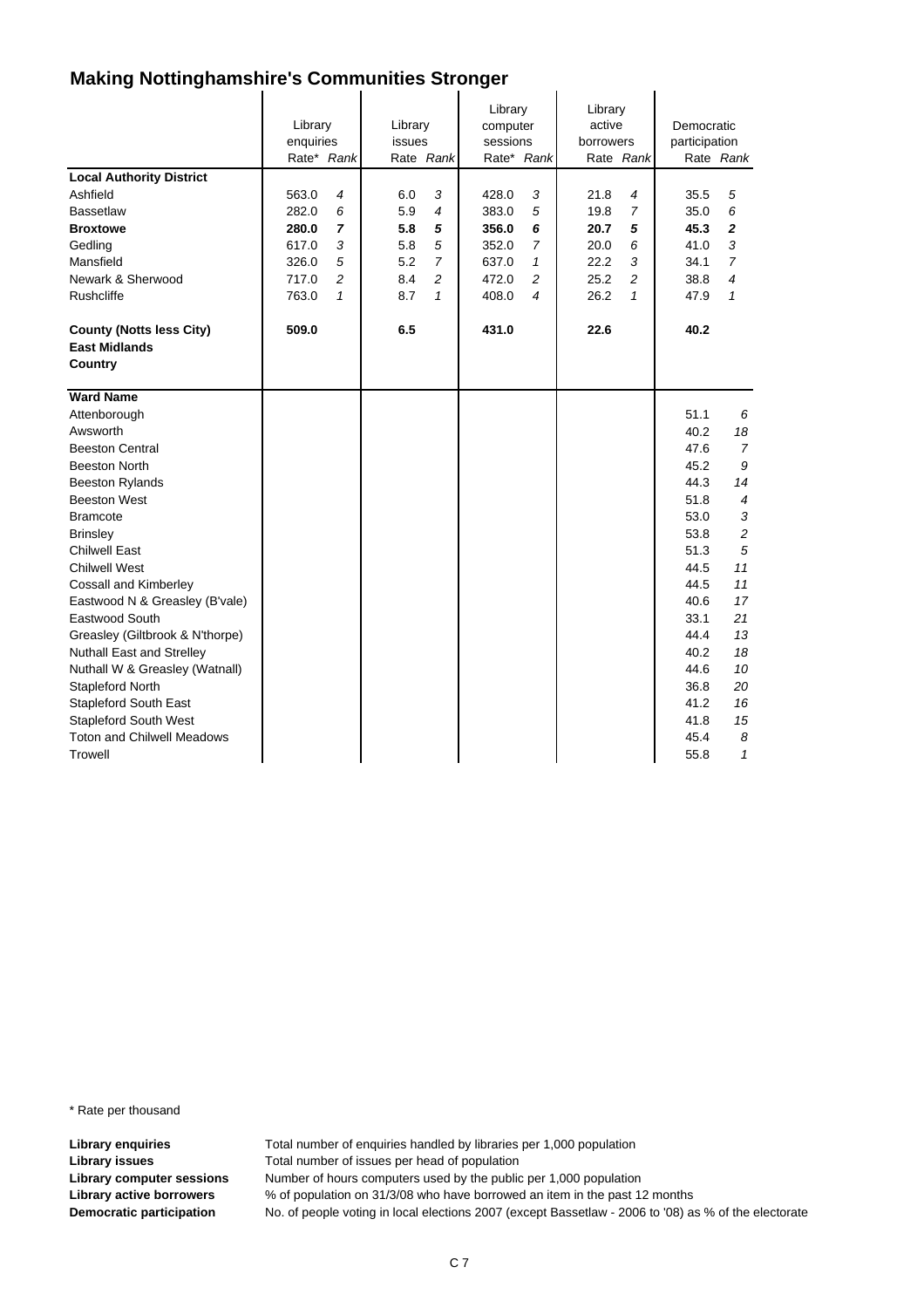# Making Nottinghamshire's Communities Stronger

| | Library enquiries | | Library issues | | Library computer sessions | | Library active borrowers | | Democratic participation | |
|---|---|---|---|---|---|---|---|---|---|---|
| | Rate* | *Rank* | Rate | *Rank* | Rate* | *Rank* | Rate | *Rank* | Rate | *Rank* |
| **Local Authority District** | | | | | | | | | | |
| Ashfield | 563.0 | *4* | 6.0 | *3* | 428.0 | *3* | 21.8 | *4* | 35.5 | *5* |
| Bassetlaw | 282.0 | *6* | 5.9 | *4* | 383.0 | *5* | 19.8 | *7* | 35.0 | *6* |
| **Broxtowe** | **280.0** | ***7*** | **5.8** | ***5*** | **356.0** | ***6*** | **20.7** | ***5*** | **45.3** | ***2*** |
| Gedling | 617.0 | *3* | 5.8 | *5* | 352.0 | *7* | 20.0 | *6* | 41.0 | *3* |
| Mansfield | 326.0 | *5* | 5.2 | *7* | 637.0 | *1* | 22.2 | *3* | 34.1 | *7* |
| Newark & Sherwood | 717.0 | *2* | 8.4 | *2* | 472.0 | *2* | 25.2 | *2* | 38.8 | *4* |
| Rushcliffe | 763.0 | *1* | 8.7 | *1* | 408.0 | *4* | 26.2 | *1* | 47.9 | *1* |
| **County (Notts less City)** | **509.0** | | **6.5** | | **431.0** | | **22.6** | | **40.2** | |
| **East Midlands** | | | | | | | | | | |
| **Country** | | | | | | | | | | |
| **Ward Name** | | | | | | | | | | |
| Attenborough | | | | | | | | | 51.1 | *6* |
| Awsworth | | | | | | | | | 40.2 | *18* |
| Beeston Central | | | | | | | | | 47.6 | *7* |
| Beeston North | | | | | | | | | 45.2 | *9* |
| Beeston Rylands | | | | | | | | | 44.3 | *14* |
| Beeston West | | | | | | | | | 51.8 | *4* |
| Bramcote | | | | | | | | | 53.0 | *3* |
| Brinsley | | | | | | | | | 53.8 | *2* |
| Chilwell East | | | | | | | | | 51.3 | *5* |
| Chilwell West | | | | | | | | | 44.5 | *11* |
| Cossall and Kimberley | | | | | | | | | 44.5 | *11* |
| Eastwood N & Greasley (B'vale) | | | | | | | | | 40.6 | *17* |
| Eastwood South | | | | | | | | | 33.1 | *21* |
| Greasley (Giltbrook & N'thorpe) | | | | | | | | | 44.4 | *13* |
| Nuthall East and Strelley | | | | | | | | | 40.2 | *18* |
| Nuthall W & Greasley (Watnall) | | | | | | | | | 44.6 | *10* |
| Stapleford North | | | | | | | | | 36.8 | *20* |
| Stapleford South East | | | | | | | | | 41.2 | *16* |
| Stapleford South West | | | | | | | | | 41.8 | *15* |
| Toton and Chilwell Meadows | | | | | | | | | 45.4 | *8* |
| Trowell | | | | | | | | | 55.8 | *1* |

\* Rate per thousand

**Library enquiries** Total number of enquiries handled by libraries per 1,000 population
**Library issues** Total number of issues per head of population
**Library computer sessions** Number of hours computers used by the public per 1,000 population
**Library active borrowers** % of population on 31/3/08 who have borrowed an item in the past 12 months
**Democratic participation** No. of people voting in local elections 2007 (except Bassetlaw - 2006 to '08) as % of the electorate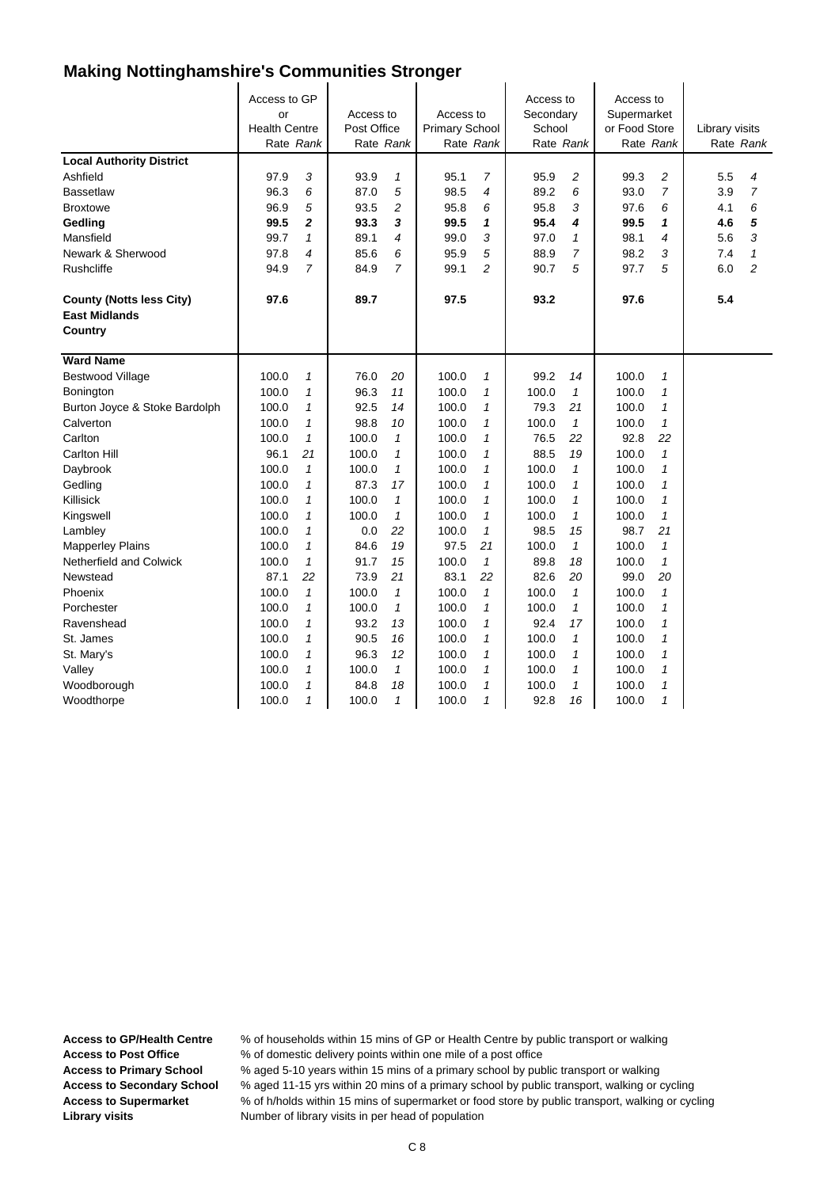# Making Nottinghamshire's Communities Stronger

| | Access to GP or Health Centre | | Access to Post Office | | Access to Primary School | | Access to Secondary School | | Access to Supermarket or Food Store | | Library visits | |
|---|---|---|---|---|---|---|---|---|---|---|---|---|
| | Rate | *Rank* | Rate | *Rank* | Rate | *Rank* | Rate | *Rank* | Rate | *Rank* | Rate | *Rank* |
| **Local Authority District** | | | | | | | | | | | | |
| Ashfield | 97.9 | *3* | 93.9 | *1* | 95.1 | *7* | 95.9 | *2* | 99.3 | *2* | 5.5 | *4* |
| Bassetlaw | 96.3 | *6* | 87.0 | *5* | 98.5 | *4* | 89.2 | *6* | 93.0 | *7* | 3.9 | *7* |
| Broxtowe | 96.9 | *5* | 93.5 | *2* | 95.8 | *6* | 95.8 | *3* | 97.6 | *6* | 4.1 | *6* |
| **Gedling** | **99.5** | ***2*** | **93.3** | ***3*** | **99.5** | ***1*** | **95.4** | ***4*** | **99.5** | ***1*** | **4.6** | ***5*** |
| Mansfield | 99.7 | *1* | 89.1 | *4* | 99.0 | *3* | 97.0 | *1* | 98.1 | *4* | 5.6 | *3* |
| Newark & Sherwood | 97.8 | *4* | 85.6 | *6* | 95.9 | *5* | 88.9 | *7* | 98.2 | *3* | 7.4 | *1* |
| Rushcliffe | 94.9 | *7* | 84.9 | *7* | 99.1 | *2* | 90.7 | *5* | 97.7 | *5* | 6.0 | *2* |
| **County (Notts less City)** | **97.6** | | **89.7** | | **97.5** | | **93.2** | | **97.6** | | **5.4** | |
| **East Midlands** | | | | | | | | | | | | |
| **Country** | | | | | | | | | | | | |
| **Ward Name** | | | | | | | | | | | | |
| Bestwood Village | 100.0 | *1* | 76.0 | *20* | 100.0 | *1* | 99.2 | *14* | 100.0 | *1* | | |
| Bonington | 100.0 | *1* | 96.3 | *11* | 100.0 | *1* | 100.0 | *1* | 100.0 | *1* | | |
| Burton Joyce & Stoke Bardolph | 100.0 | *1* | 92.5 | *14* | 100.0 | *1* | 79.3 | *21* | 100.0 | *1* | | |
| Calverton | 100.0 | *1* | 98.8 | *10* | 100.0 | *1* | 100.0 | *1* | 100.0 | *1* | | |
| Carlton | 100.0 | *1* | 100.0 | *1* | 100.0 | *1* | 76.5 | *22* | 92.8 | *22* | | |
| Carlton Hill | 96.1 | *21* | 100.0 | *1* | 100.0 | *1* | 88.5 | *19* | 100.0 | *1* | | |
| Daybrook | 100.0 | *1* | 100.0 | *1* | 100.0 | *1* | 100.0 | *1* | 100.0 | *1* | | |
| Gedling | 100.0 | *1* | 87.3 | *17* | 100.0 | *1* | 100.0 | *1* | 100.0 | *1* | | |
| Killisick | 100.0 | *1* | 100.0 | *1* | 100.0 | *1* | 100.0 | *1* | 100.0 | *1* | | |
| Kingswell | 100.0 | *1* | 100.0 | *1* | 100.0 | *1* | 100.0 | *1* | 100.0 | *1* | | |
| Lambley | 100.0 | *1* | 0.0 | *22* | 100.0 | *1* | 98.5 | *15* | 98.7 | *21* | | |
| Mapperley Plains | 100.0 | *1* | 84.6 | *19* | 97.5 | *21* | 100.0 | *1* | 100.0 | *1* | | |
| Netherfield and Colwick | 100.0 | *1* | 91.7 | *15* | 100.0 | *1* | 89.8 | *18* | 100.0 | *1* | | |
| Newstead | 87.1 | *22* | 73.9 | *21* | 83.1 | *22* | 82.6 | *20* | 99.0 | *20* | | |
| Phoenix | 100.0 | *1* | 100.0 | *1* | 100.0 | *1* | 100.0 | *1* | 100.0 | *1* | | |
| Porchester | 100.0 | *1* | 100.0 | *1* | 100.0 | *1* | 100.0 | *1* | 100.0 | *1* | | |
| Ravenshead | 100.0 | *1* | 93.2 | *13* | 100.0 | *1* | 92.4 | *17* | 100.0 | *1* | | |
| St. James | 100.0 | *1* | 90.5 | *16* | 100.0 | *1* | 100.0 | *1* | 100.0 | *1* | | |
| St. Mary's | 100.0 | *1* | 96.3 | *12* | 100.0 | *1* | 100.0 | *1* | 100.0 | *1* | | |
| Valley | 100.0 | *1* | 100.0 | *1* | 100.0 | *1* | 100.0 | *1* | 100.0 | *1* | | |
| Woodborough | 100.0 | *1* | 84.8 | *18* | 100.0 | *1* | 100.0 | *1* | 100.0 | *1* | | |
| Woodthorpe | 100.0 | *1* | 100.0 | *1* | 100.0 | *1* | 92.8 | *16* | 100.0 | *1* | | |

**Access to GP/Health Centre** % of households within 15 mins of GP or Health Centre by public transport or walking
**Access to Post Office** % of domestic delivery points within one mile of a post office
**Access to Primary School** % aged 5-10 years within 15 mins of a primary school by public transport or walking
**Access to Secondary School** % aged 11-15 yrs within 20 mins of a primary school by public transport, walking or cycling
**Access to Supermarket** % of h/holds within 15 mins of supermarket or food store by public transport, walking or cycling
**Library visits** Number of library visits in per head of population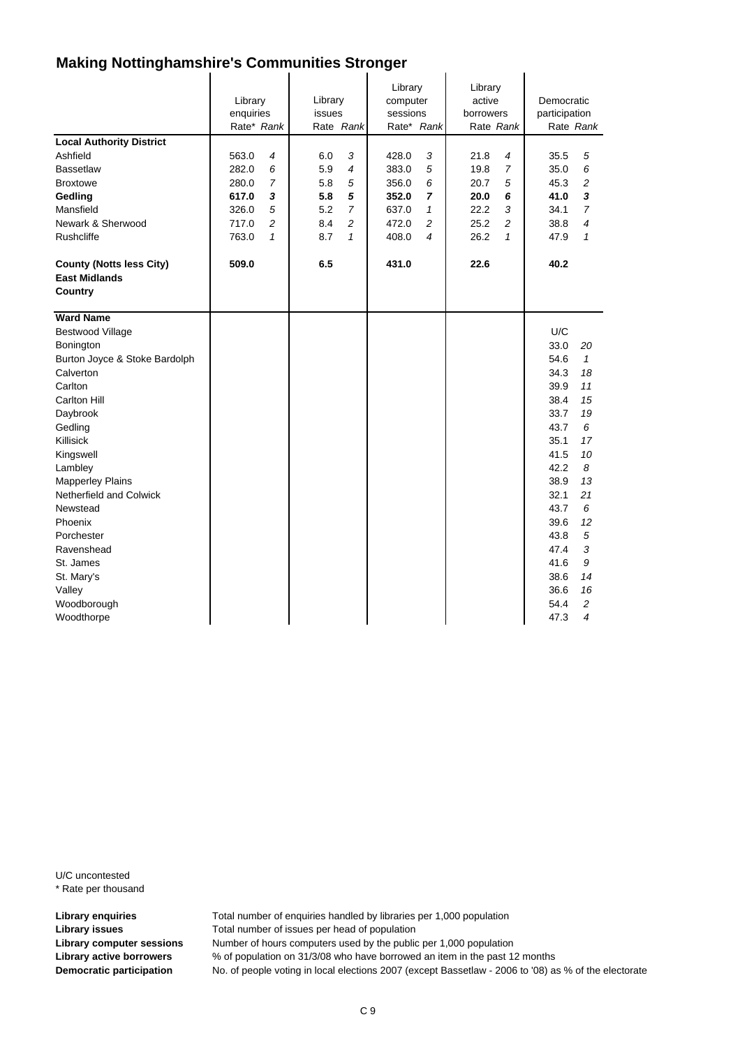# Making Nottinghamshire's Communities Stronger

| | Library enquiries Rate* | Rank | Library issues Rate | Rank | Library computer sessions Rate* | Rank | Library active borrowers Rate | Rank | Democratic participation Rate | Rank |
|---|---|---|---|---|---|---|---|---|---|---|
| **Local Authority District** | | | | | | | | | | |
| Ashfield | 563.0 | *4* | 6.0 | *3* | 428.0 | *3* | 21.8 | *4* | 35.5 | *5* |
| Bassetlaw | 282.0 | *6* | 5.9 | *4* | 383.0 | *5* | 19.8 | *7* | 35.0 | *6* |
| Broxtowe | 280.0 | *7* | 5.8 | *5* | 356.0 | *6* | 20.7 | *5* | 45.3 | *2* |
| **Gedling** | **617.0** | ***3*** | **5.8** | ***5*** | **352.0** | ***7*** | **20.0** | ***6*** | **41.0** | ***3*** |
| Mansfield | 326.0 | *5* | 5.2 | *7* | 637.0 | *1* | 22.2 | *3* | 34.1 | *7* |
| Newark & Sherwood | 717.0 | *2* | 8.4 | *2* | 472.0 | *2* | 25.2 | *2* | 38.8 | *4* |
| Rushcliffe | 763.0 | *1* | 8.7 | *1* | 408.0 | *4* | 26.2 | *1* | 47.9 | *1* |
| **County (Notts less City)** | **509.0** | | **6.5** | | **431.0** | | **22.6** | | **40.2** | |
| **East Midlands** | | | | | | | | | | |
| **Country** | | | | | | | | | | |
| **Ward Name** | | | | | | | | | | |
| Bestwood Village | | | | | | | | | U/C | |
| Bonington | | | | | | | | | 33.0 | *20* |
| Burton Joyce & Stoke Bardolph | | | | | | | | | 54.6 | *1* |
| Calverton | | | | | | | | | 34.3 | *18* |
| Carlton | | | | | | | | | 39.9 | *11* |
| Carlton Hill | | | | | | | | | 38.4 | *15* |
| Daybrook | | | | | | | | | 33.7 | *19* |
| Gedling | | | | | | | | | 43.7 | *6* |
| Killisick | | | | | | | | | 35.1 | *17* |
| Kingswell | | | | | | | | | 41.5 | *10* |
| Lambley | | | | | | | | | 42.2 | *8* |
| Mapperley Plains | | | | | | | | | 38.9 | *13* |
| Netherfield and Colwick | | | | | | | | | 32.1 | *21* |
| Newstead | | | | | | | | | 43.7 | *6* |
| Phoenix | | | | | | | | | 39.6 | *12* |
| Porchester | | | | | | | | | 43.8 | *5* |
| Ravenshead | | | | | | | | | 47.4 | *3* |
| St. James | | | | | | | | | 41.6 | *9* |
| St. Mary's | | | | | | | | | 38.6 | *14* |
| Valley | | | | | | | | | 36.6 | *16* |
| Woodborough | | | | | | | | | 54.4 | *2* |
| Woodthorpe | | | | | | | | | 47.3 | *4* |

U/C uncontested
* Rate per thousand

**Library enquiries** Total number of enquiries handled by libraries per 1,000 population
**Library issues** Total number of issues per head of population
**Library computer sessions** Number of hours computers used by the public per 1,000 population
**Library active borrowers** % of population on 31/3/08 who have borrowed an item in the past 12 months
**Democratic participation** No. of people voting in local elections 2007 (except Bassetlaw - 2006 to '08) as % of the electorate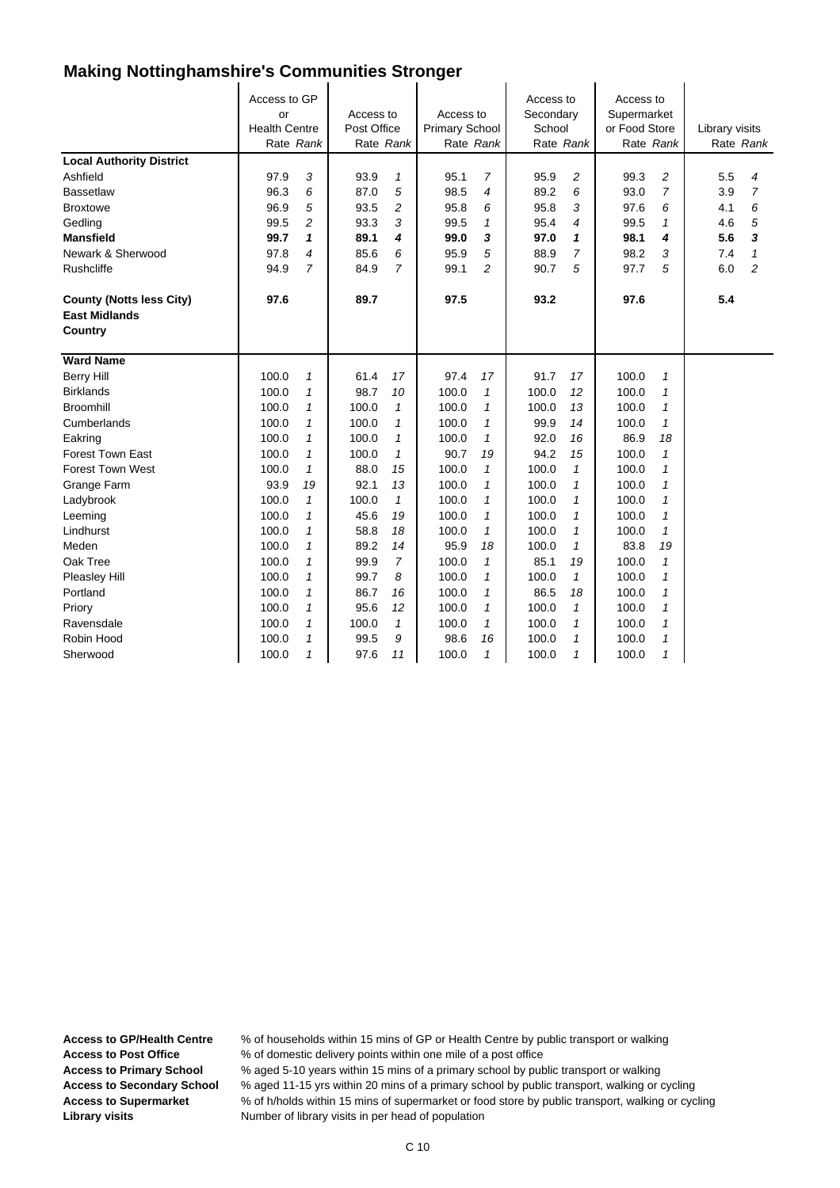# Making Nottinghamshire's Communities Stronger

| | Access to GP or Health Centre | | Access to Post Office | | Access to Primary School | | Access to Secondary School | | Access to Supermarket or Food Store | | Library visits | |
|---|---|---|---|---|---|---|---|---|---|---|---|---|
| | Rate | *Rank* | Rate | *Rank* | Rate | *Rank* | Rate | *Rank* | Rate | *Rank* | Rate | *Rank* |
| **Local Authority District** | | | | | | | | | | | | |
| Ashfield | 97.9 | *3* | 93.9 | *1* | 95.1 | *7* | 95.9 | *2* | 99.3 | *2* | 5.5 | *4* |
| Bassetlaw | 96.3 | *6* | 87.0 | *5* | 98.5 | *4* | 89.2 | *6* | 93.0 | *7* | 3.9 | *7* |
| Broxtowe | 96.9 | *5* | 93.5 | *2* | 95.8 | *6* | 95.8 | *3* | 97.6 | *6* | 4.1 | *6* |
| Gedling | 99.5 | *2* | 93.3 | *3* | 99.5 | *1* | 95.4 | *4* | 99.5 | *1* | 4.6 | *5* |
| **Mansfield** | **99.7** | ***1*** | **89.1** | ***4*** | **99.0** | ***3*** | **97.0** | ***1*** | **98.1** | ***4*** | **5.6** | ***3*** |
| Newark & Sherwood | 97.8 | *4* | 85.6 | *6* | 95.9 | *5* | 88.9 | *7* | 98.2 | *3* | 7.4 | *1* |
| Rushcliffe | 94.9 | *7* | 84.9 | *7* | 99.1 | *2* | 90.7 | *5* | 97.7 | *5* | 6.0 | *2* |
| **County (Notts less City)** | **97.6** | | **89.7** | | **97.5** | | **93.2** | | **97.6** | | **5.4** | |
| **East Midlands** | | | | | | | | | | | | |
| **Country** | | | | | | | | | | | | |
| **Ward Name** | | | | | | | | | | | | |
| Berry Hill | 100.0 | *1* | 61.4 | *17* | 97.4 | *17* | 91.7 | *17* | 100.0 | *1* | | |
| Birklands | 100.0 | *1* | 98.7 | *10* | 100.0 | *1* | 100.0 | *12* | 100.0 | *1* | | |
| Broomhill | 100.0 | *1* | 100.0 | *1* | 100.0 | *1* | 100.0 | *13* | 100.0 | *1* | | |
| Cumberlands | 100.0 | *1* | 100.0 | *1* | 100.0 | *1* | 99.9 | *14* | 100.0 | *1* | | |
| Eakring | 100.0 | *1* | 100.0 | *1* | 100.0 | *1* | 92.0 | *16* | 86.9 | *18* | | |
| Forest Town East | 100.0 | *1* | 100.0 | *1* | 90.7 | *19* | 94.2 | *15* | 100.0 | *1* | | |
| Forest Town West | 100.0 | *1* | 88.0 | *15* | 100.0 | *1* | 100.0 | *1* | 100.0 | *1* | | |
| Grange Farm | 93.9 | *19* | 92.1 | *13* | 100.0 | *1* | 100.0 | *1* | 100.0 | *1* | | |
| Ladybrook | 100.0 | *1* | 100.0 | *1* | 100.0 | *1* | 100.0 | *1* | 100.0 | *1* | | |
| Leeming | 100.0 | *1* | 45.6 | *19* | 100.0 | *1* | 100.0 | *1* | 100.0 | *1* | | |
| Lindhurst | 100.0 | *1* | 58.8 | *18* | 100.0 | *1* | 100.0 | *1* | 100.0 | *1* | | |
| Meden | 100.0 | *1* | 89.2 | *14* | 95.9 | *18* | 100.0 | *1* | 83.8 | *19* | | |
| Oak Tree | 100.0 | *1* | 99.9 | *7* | 100.0 | *1* | 85.1 | *19* | 100.0 | *1* | | |
| Pleasley Hill | 100.0 | *1* | 99.7 | *8* | 100.0 | *1* | 100.0 | *1* | 100.0 | *1* | | |
| Portland | 100.0 | *1* | 86.7 | *16* | 100.0 | *1* | 86.5 | *18* | 100.0 | *1* | | |
| Priory | 100.0 | *1* | 95.6 | *12* | 100.0 | *1* | 100.0 | *1* | 100.0 | *1* | | |
| Ravensdale | 100.0 | *1* | 100.0 | *1* | 100.0 | *1* | 100.0 | *1* | 100.0 | *1* | | |
| Robin Hood | 100.0 | *1* | 99.5 | *9* | 98.6 | *16* | 100.0 | *1* | 100.0 | *1* | | |
| Sherwood | 100.0 | *1* | 97.6 | *11* | 100.0 | *1* | 100.0 | *1* | 100.0 | *1* | | |

**Access to GP/Health Centre** % of households within 15 mins of GP or Health Centre by public transport or walking
**Access to Post Office** % of domestic delivery points within one mile of a post office
**Access to Primary School** % aged 5-10 years within 15 mins of a primary school by public transport or walking
**Access to Secondary School** % aged 11-15 yrs within 20 mins of a primary school by public transport, walking or cycling
**Access to Supermarket** % of h/holds within 15 mins of supermarket or food store by public transport, walking or cycling
**Library visits** Number of library visits in per head of population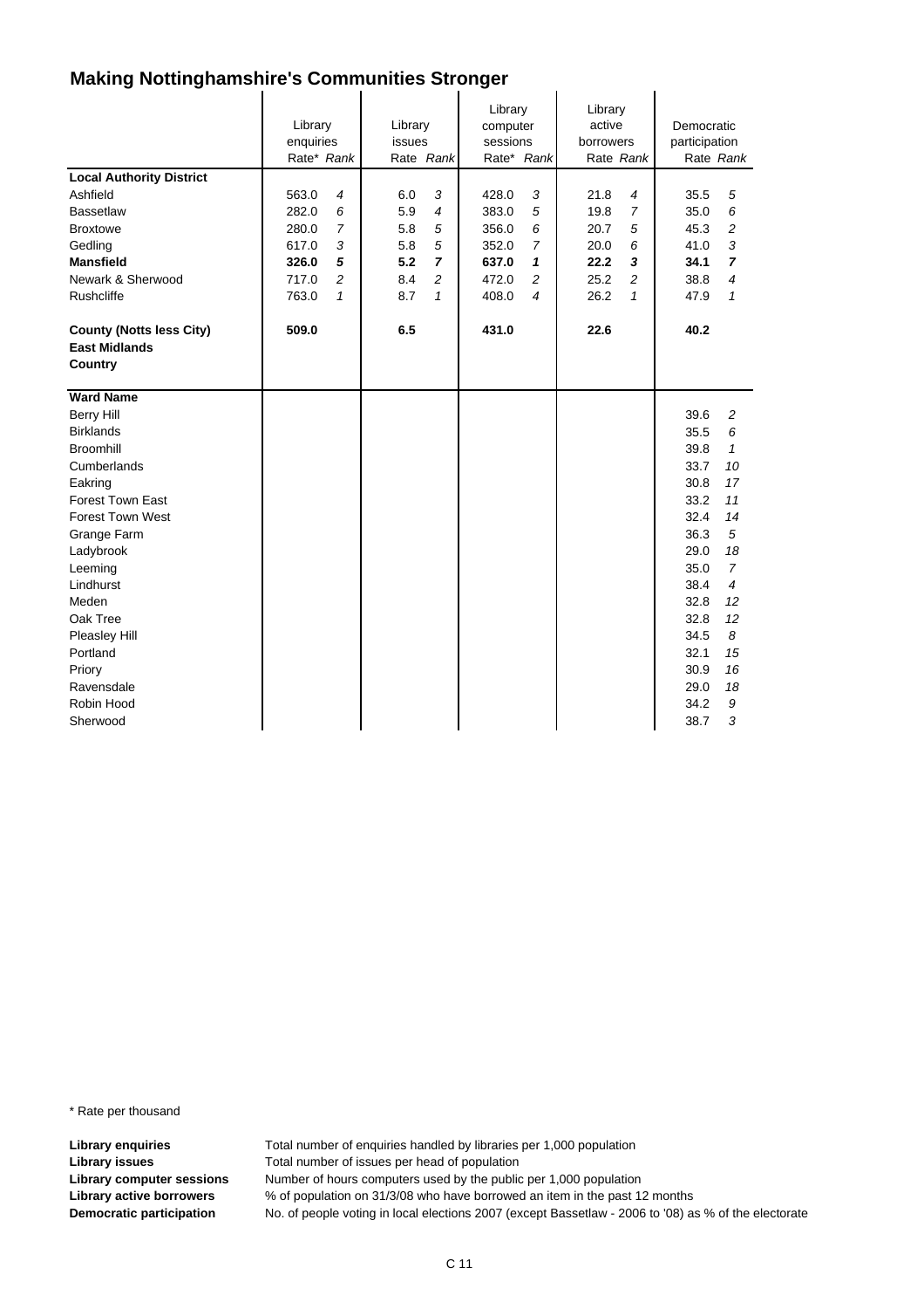# Making Nottinghamshire's Communities Stronger

| | Library enquiries | | Library issues | | Library computer sessions | | Library active borrowers | | Democratic participation | |
|---|---|---|---|---|---|---|---|---|---|---|
| | Rate* | *Rank* | Rate | *Rank* | Rate* | *Rank* | Rate | *Rank* | Rate | *Rank* |
| **Local Authority District** | | | | | | | | | | |
| Ashfield | 563.0 | *4* | 6.0 | *3* | 428.0 | *3* | 21.8 | *4* | 35.5 | *5* |
| Bassetlaw | 282.0 | *6* | 5.9 | *4* | 383.0 | *5* | 19.8 | *7* | 35.0 | *6* |
| Broxtowe | 280.0 | *7* | 5.8 | *5* | 356.0 | *6* | 20.7 | *5* | 45.3 | *2* |
| Gedling | 617.0 | *3* | 5.8 | *5* | 352.0 | *7* | 20.0 | *6* | 41.0 | *3* |
| **Mansfield** | **326.0** | ***5*** | **5.2** | ***7*** | **637.0** | ***1*** | **22.2** | ***3*** | **34.1** | ***7*** |
| Newark & Sherwood | 717.0 | *2* | 8.4 | *2* | 472.0 | *2* | 25.2 | *2* | 38.8 | *4* |
| Rushcliffe | 763.0 | *1* | 8.7 | *1* | 408.0 | *4* | 26.2 | *1* | 47.9 | *1* |
| **County (Notts less City)** | **509.0** | | **6.5** | | **431.0** | | **22.6** | | **40.2** | |
| **East Midlands** | | | | | | | | | | |
| **Country** | | | | | | | | | | |
| **Ward Name** | | | | | | | | | | |
| Berry Hill | | | | | | | | | 39.6 | *2* |
| Birklands | | | | | | | | | 35.5 | *6* |
| Broomhill | | | | | | | | | 39.8 | *1* |
| Cumberlands | | | | | | | | | 33.7 | *10* |
| Eakring | | | | | | | | | 30.8 | *17* |
| Forest Town East | | | | | | | | | 33.2 | *11* |
| Forest Town West | | | | | | | | | 32.4 | *14* |
| Grange Farm | | | | | | | | | 36.3 | *5* |
| Ladybrook | | | | | | | | | 29.0 | *18* |
| Leeming | | | | | | | | | 35.0 | *7* |
| Lindhurst | | | | | | | | | 38.4 | *4* |
| Meden | | | | | | | | | 32.8 | *12* |
| Oak Tree | | | | | | | | | 32.8 | *12* |
| Pleasley Hill | | | | | | | | | 34.5 | *8* |
| Portland | | | | | | | | | 32.1 | *15* |
| Priory | | | | | | | | | 30.9 | *16* |
| Ravensdale | | | | | | | | | 29.0 | *18* |
| Robin Hood | | | | | | | | | 34.2 | *9* |
| Sherwood | | | | | | | | | 38.7 | *3* |

\* Rate per thousand

**Library enquiries** Total number of enquiries handled by libraries per 1,000 population
**Library issues** Total number of issues per head of population
**Library computer sessions** Number of hours computers used by the public per 1,000 population
**Library active borrowers** % of population on 31/3/08 who have borrowed an item in the past 12 months
**Democratic participation** No. of people voting in local elections 2007 (except Bassetlaw - 2006 to '08) as % of the electorate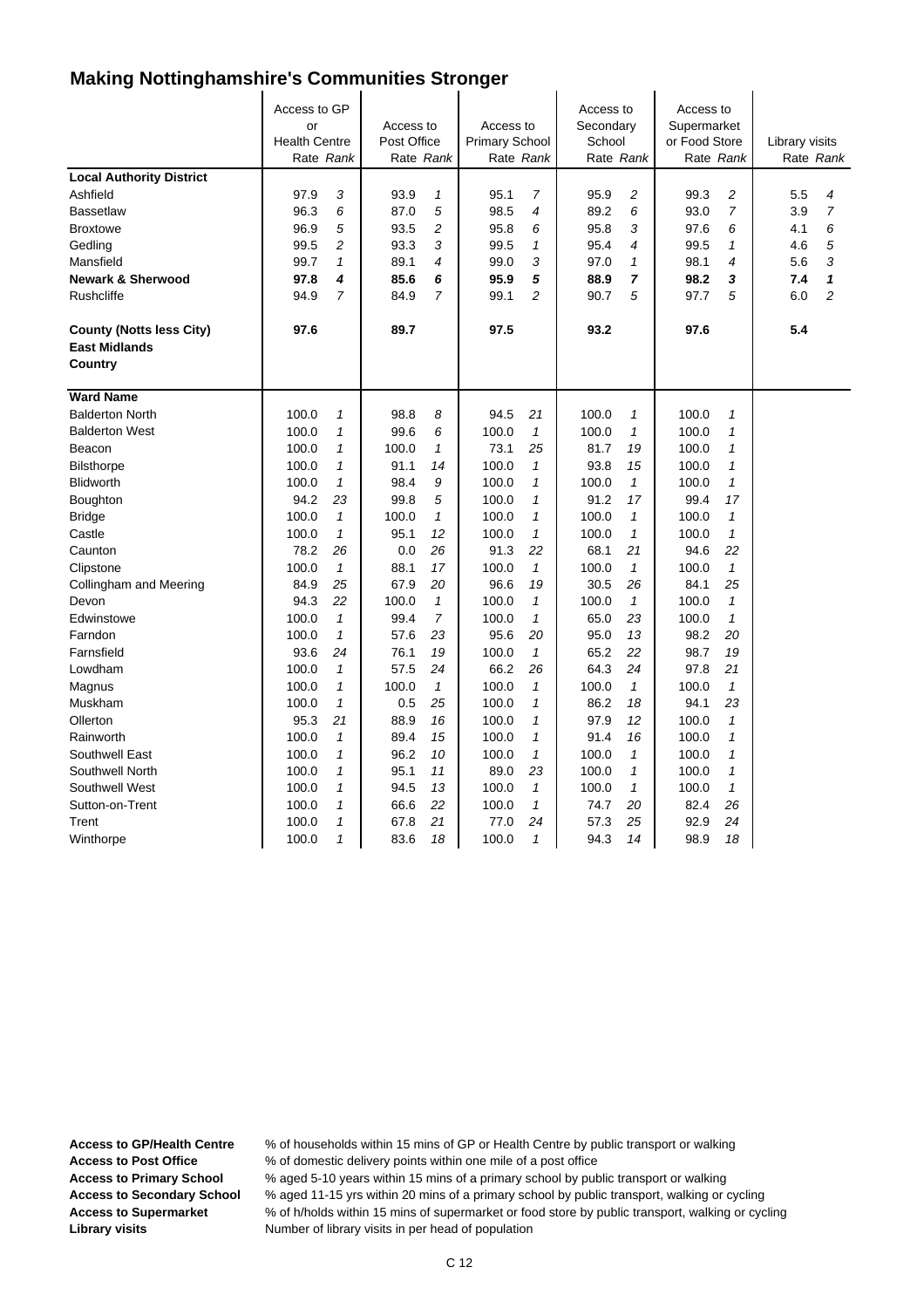# Making Nottinghamshire's Communities Stronger

| | Access to GP or Health Centre | | Access to Post Office | | Access to Primary School | | Access to Secondary School | | Access to Supermarket or Food Store | | Library visits | |
|---|---|---|---|---|---|---|---|---|---|---|---|---|
| | Rate | Rank | Rate | Rank | Rate | Rank | Rate | Rank | Rate | Rank | Rate | Rank |
| **Local Authority District** | | | | | | | | | | | | |
| Ashfield | 97.9 | *3* | 93.9 | *1* | 95.1 | *7* | 95.9 | *2* | 99.3 | *2* | 5.5 | *4* |
| Bassetlaw | 96.3 | *6* | 87.0 | *5* | 98.5 | *4* | 89.2 | *6* | 93.0 | *7* | 3.9 | *7* |
| Broxtowe | 96.9 | *5* | 93.5 | *2* | 95.8 | *6* | 95.8 | *3* | 97.6 | *6* | 4.1 | *6* |
| Gedling | 99.5 | *2* | 93.3 | *3* | 99.5 | *1* | 95.4 | *4* | 99.5 | *1* | 4.6 | *5* |
| Mansfield | 99.7 | *1* | 89.1 | *4* | 99.0 | *3* | 97.0 | *1* | 98.1 | *4* | 5.6 | *3* |
| **Newark & Sherwood** | **97.8** | ***4*** | **85.6** | ***6*** | **95.9** | ***5*** | **88.9** | ***7*** | **98.2** | ***3*** | **7.4** | ***1*** |
| Rushcliffe | 94.9 | *7* | 84.9 | *7* | 99.1 | *2* | 90.7 | *5* | 97.7 | *5* | 6.0 | *2* |
| **County (Notts less City)** | **97.6** | | **89.7** | | **97.5** | | **93.2** | | **97.6** | | **5.4** | |
| **East Midlands** | | | | | | | | | | | | |
| **Country** | | | | | | | | | | | | |
| **Ward Name** | | | | | | | | | | | | |
| Balderton North | 100.0 | *1* | 98.8 | *8* | 94.5 | *21* | 100.0 | *1* | 100.0 | *1* | | |
| Balderton West | 100.0 | *1* | 99.6 | *6* | 100.0 | *1* | 100.0 | *1* | 100.0 | *1* | | |
| Beacon | 100.0 | *1* | 100.0 | *1* | 73.1 | *25* | 81.7 | *19* | 100.0 | *1* | | |
| Bilsthorpe | 100.0 | *1* | 91.1 | *14* | 100.0 | *1* | 93.8 | *15* | 100.0 | *1* | | |
| Blidworth | 100.0 | *1* | 98.4 | *9* | 100.0 | *1* | 100.0 | *1* | 100.0 | *1* | | |
| Boughton | 94.2 | *23* | 99.8 | *5* | 100.0 | *1* | 91.2 | *17* | 99.4 | *17* | | |
| Bridge | 100.0 | *1* | 100.0 | *1* | 100.0 | *1* | 100.0 | *1* | 100.0 | *1* | | |
| Castle | 100.0 | *1* | 95.1 | *12* | 100.0 | *1* | 100.0 | *1* | 100.0 | *1* | | |
| Caunton | 78.2 | *26* | 0.0 | *26* | 91.3 | *22* | 68.1 | *21* | 94.6 | *22* | | |
| Clipstone | 100.0 | *1* | 88.1 | *17* | 100.0 | *1* | 100.0 | *1* | 100.0 | *1* | | |
| Collingham and Meering | 84.9 | *25* | 67.9 | *20* | 96.6 | *19* | 30.5 | *26* | 84.1 | *25* | | |
| Devon | 94.3 | *22* | 100.0 | *1* | 100.0 | *1* | 100.0 | *1* | 100.0 | *1* | | |
| Edwinstowe | 100.0 | *1* | 99.4 | *7* | 100.0 | *1* | 65.0 | *23* | 100.0 | *1* | | |
| Farndon | 100.0 | *1* | 57.6 | *23* | 95.6 | *20* | 95.0 | *13* | 98.2 | *20* | | |
| Farnsfield | 93.6 | *24* | 76.1 | *19* | 100.0 | *1* | 65.2 | *22* | 98.7 | *19* | | |
| Lowdham | 100.0 | *1* | 57.5 | *24* | 66.2 | *26* | 64.3 | *24* | 97.8 | *21* | | |
| Magnus | 100.0 | *1* | 100.0 | *1* | 100.0 | *1* | 100.0 | *1* | 100.0 | *1* | | |
| Muskham | 100.0 | *1* | 0.5 | *25* | 100.0 | *1* | 86.2 | *18* | 94.1 | *23* | | |
| Ollerton | 95.3 | *21* | 88.9 | *16* | 100.0 | *1* | 97.9 | *12* | 100.0 | *1* | | |
| Rainworth | 100.0 | *1* | 89.4 | *15* | 100.0 | *1* | 91.4 | *16* | 100.0 | *1* | | |
| Southwell East | 100.0 | *1* | 96.2 | *10* | 100.0 | *1* | 100.0 | *1* | 100.0 | *1* | | |
| Southwell North | 100.0 | *1* | 95.1 | *11* | 89.0 | *23* | 100.0 | *1* | 100.0 | *1* | | |
| Southwell West | 100.0 | *1* | 94.5 | *13* | 100.0 | *1* | 100.0 | *1* | 100.0 | *1* | | |
| Sutton-on-Trent | 100.0 | *1* | 66.6 | *22* | 100.0 | *1* | 74.7 | *20* | 82.4 | *26* | | |
| Trent | 100.0 | *1* | 67.8 | *21* | 77.0 | *24* | 57.3 | *25* | 92.9 | *24* | | |
| Winthorpe | 100.0 | *1* | 83.6 | *18* | 100.0 | *1* | 94.3 | *14* | 98.9 | *18* | | |

**Access to GP/Health Centre** % of households within 15 mins of GP or Health Centre by public transport or walking
**Access to Post Office** % of domestic delivery points within one mile of a post office
**Access to Primary School** % aged 5-10 years within 15 mins of a primary school by public transport or walking
**Access to Secondary School** % aged 11-15 yrs within 20 mins of a primary school by public transport, walking or cycling
**Access to Supermarket** % of h/holds within 15 mins of supermarket or food store by public transport, walking or cycling
**Library visits** Number of library visits in per head of population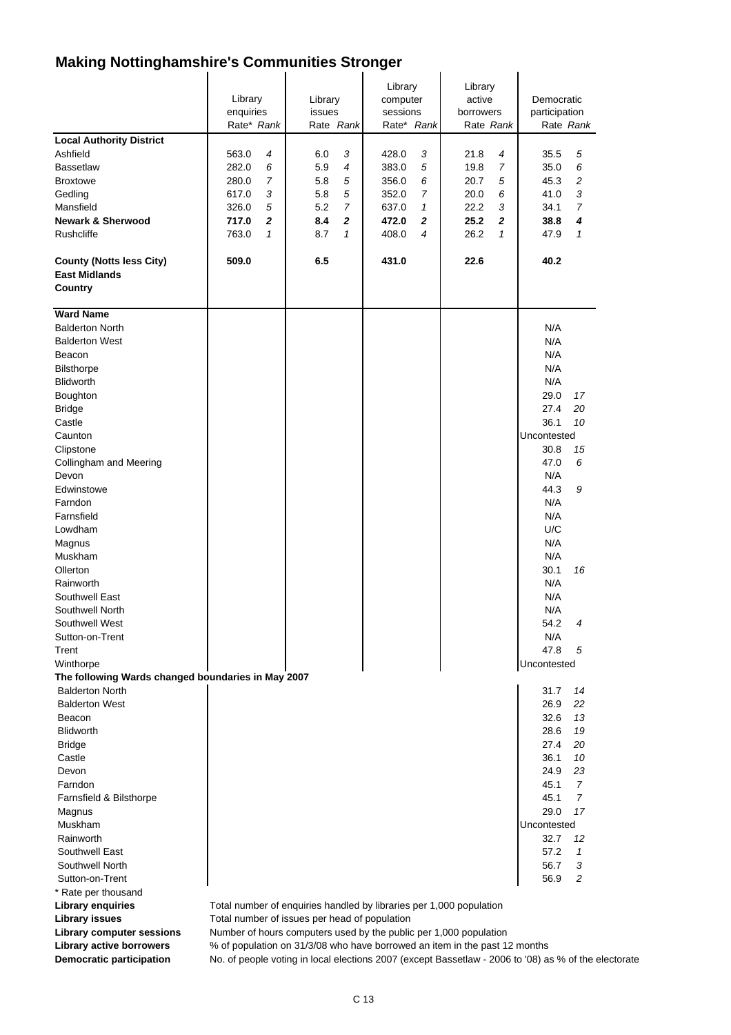# Making Nottinghamshire's Communities Stronger

| | Library enquiries | | Library issues | | Library computer sessions | | Library active borrowers | | Democratic participation | |
|---|---|---|---|---|---|---|---|---|---|---|
| | Rate* | *Rank* | Rate | *Rank* | Rate* | *Rank* | Rate | *Rank* | Rate | *Rank* |
| **Local Authority District** | | | | | | | | | | |
| Ashfield | 563.0 | *4* | 6.0 | *3* | 428.0 | *3* | 21.8 | *4* | 35.5 | *5* |
| Bassetlaw | 282.0 | *6* | 5.9 | *4* | 383.0 | *5* | 19.8 | *7* | 35.0 | *6* |
| Broxtowe | 280.0 | *7* | 5.8 | *5* | 356.0 | *6* | 20.7 | *5* | 45.3 | *2* |
| Gedling | 617.0 | *3* | 5.8 | *5* | 352.0 | *7* | 20.0 | *6* | 41.0 | *3* |
| Mansfield | 326.0 | *5* | 5.2 | *7* | 637.0 | *1* | 22.2 | *3* | 34.1 | *7* |
| **Newark & Sherwood** | **717.0** | ***2*** | **8.4** | ***2*** | **472.0** | ***2*** | **25.2** | ***2*** | **38.8** | ***4*** |
| Rushcliffe | 763.0 | *1* | 8.7 | *1* | 408.0 | *4* | 26.2 | *1* | 47.9 | *1* |
| **County (Notts less City)** | **509.0** | | **6.5** | | **431.0** | | **22.6** | | **40.2** | |
| **East Midlands** | | | | | | | | | | |
| **Country** | | | | | | | | | | |
| **Ward Name** | | | | | | | | | | |
| Balderton North | | | | | | | | | N/A | |
| Balderton West | | | | | | | | | N/A | |
| Beacon | | | | | | | | | N/A | |
| Bilsthorpe | | | | | | | | | N/A | |
| Blidworth | | | | | | | | | N/A | |
| Boughton | | | | | | | | | 29.0 | *17* |
| Bridge | | | | | | | | | 27.4 | *20* |
| Castle | | | | | | | | | 36.1 | *10* |
| Caunton | | | | | | | | | Uncontested | |
| Clipstone | | | | | | | | | 30.8 | *15* |
| Collingham and Meering | | | | | | | | | 47.0 | *6* |
| Devon | | | | | | | | | N/A | |
| Edwinstowe | | | | | | | | | 44.3 | *9* |
| Farndon | | | | | | | | | N/A | |
| Farnsfield | | | | | | | | | N/A | |
| Lowdham | | | | | | | | | U/C | |
| Magnus | | | | | | | | | N/A | |
| Muskham | | | | | | | | | N/A | |
| Ollerton | | | | | | | | | 30.1 | *16* |
| Rainworth | | | | | | | | | N/A | |
| Southwell East | | | | | | | | | N/A | |
| Southwell North | | | | | | | | | N/A | |
| Southwell West | | | | | | | | | 54.2 | *4* |
| Sutton-on-Trent | | | | | | | | | N/A | |
| Trent | | | | | | | | | 47.8 | *5* |
| Winthorpe | | | | | | | | | Uncontested | |
| **The following Wards changed boundaries in May 2007** | | | | | | | | | | |
| Balderton North | | | | | | | | | 31.7 | *14* |
| Balderton West | | | | | | | | | 26.9 | *22* |
| Beacon | | | | | | | | | 32.6 | *13* |
| Blidworth | | | | | | | | | 28.6 | *19* |
| Bridge | | | | | | | | | 27.4 | *20* |
| Castle | | | | | | | | | 36.1 | *10* |
| Devon | | | | | | | | | 24.9 | *23* |
| Farndon | | | | | | | | | 45.1 | *7* |
| Farnsfield & Bilsthorpe | | | | | | | | | 45.1 | *7* |
| Magnus | | | | | | | | | 29.0 | *17* |
| Muskham | | | | | | | | | Uncontested | |
| Rainworth | | | | | | | | | 32.7 | *12* |
| Southwell East | | | | | | | | | 57.2 | *1* |
| Southwell North | | | | | | | | | 56.7 | *3* |
| Sutton-on-Trent | | | | | | | | | 56.9 | *2* |

\* Rate per thousand

**Library enquiries** Total number of enquiries handled by libraries per 1,000 population
**Library issues** Total number of issues per head of population
**Library computer sessions** Number of hours computers used by the public per 1,000 population
**Library active borrowers** % of population on 31/3/08 who have borrowed an item in the past 12 months
**Democratic participation** No. of people voting in local elections 2007 (except Bassetlaw - 2006 to '08) as % of the electorate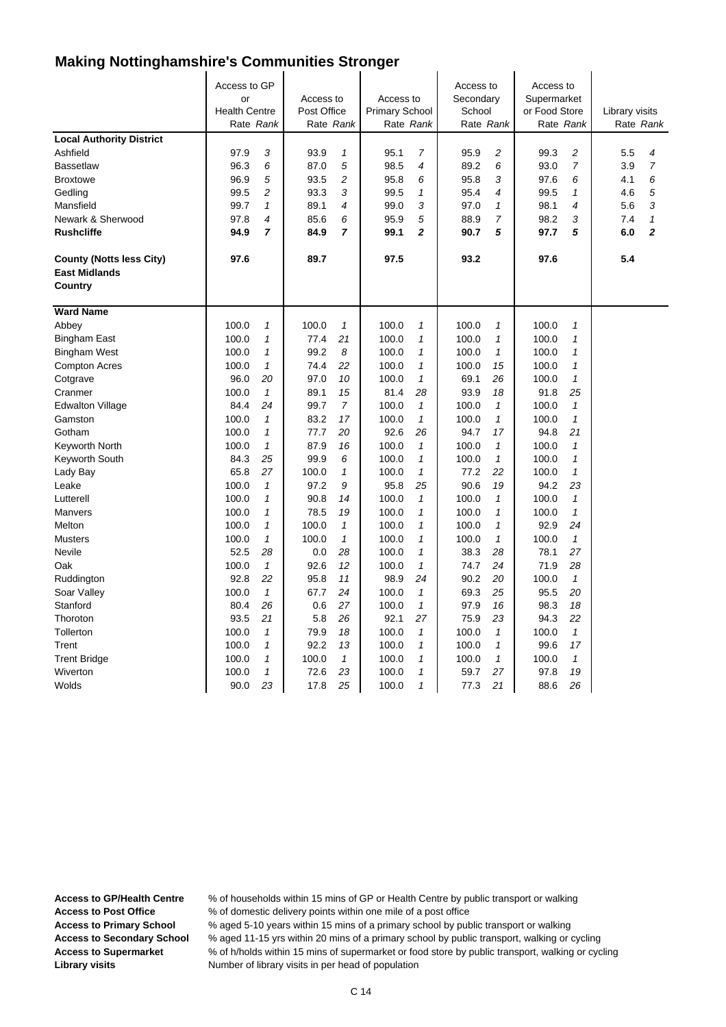# Making Nottinghamshire's Communities Stronger

| | Access to GP or Health Centre | | Access to Post Office | | Access to Primary School | | Access to Secondary School | | Access to Supermarket or Food Store | | Library visits | |
|---|---|---|---|---|---|---|---|---|---|---|---|---|
| | Rate | *Rank* | Rate | *Rank* | Rate | *Rank* | Rate | *Rank* | Rate | *Rank* | Rate | *Rank* |
| **Local Authority District** | | | | | | | | | | | | |
| Ashfield | 97.9 | *3* | 93.9 | *1* | 95.1 | *7* | 95.9 | *2* | 99.3 | *2* | 5.5 | *4* |
| Bassetlaw | 96.3 | *6* | 87.0 | *5* | 98.5 | *4* | 89.2 | *6* | 93.0 | *7* | 3.9 | *7* |
| Broxtowe | 96.9 | *5* | 93.5 | *2* | 95.8 | *6* | 95.8 | *3* | 97.6 | *6* | 4.1 | *6* |
| Gedling | 99.5 | *2* | 93.3 | *3* | 99.5 | *1* | 95.4 | *4* | 99.5 | *1* | 4.6 | *5* |
| Mansfield | 99.7 | *1* | 89.1 | *4* | 99.0 | *3* | 97.0 | *1* | 98.1 | *4* | 5.6 | *3* |
| Newark & Sherwood | 97.8 | *4* | 85.6 | *6* | 95.9 | *5* | 88.9 | *7* | 98.2 | *3* | 7.4 | *1* |
| **Rushcliffe** | **94.9** | ***7*** | **84.9** | ***7*** | **99.1** | ***2*** | **90.7** | ***5*** | **97.7** | ***5*** | **6.0** | ***2*** |
| **County (Notts less City)** | **97.6** | | **89.7** | | **97.5** | | **93.2** | | **97.6** | | **5.4** | |
| **East Midlands** | | | | | | | | | | | | |
| **Country** | | | | | | | | | | | | |
| **Ward Name** | | | | | | | | | | | | |
| Abbey | 100.0 | *1* | 100.0 | *1* | 100.0 | *1* | 100.0 | *1* | 100.0 | *1* | | |
| Bingham East | 100.0 | *1* | 77.4 | *21* | 100.0 | *1* | 100.0 | *1* | 100.0 | *1* | | |
| Bingham West | 100.0 | *1* | 99.2 | *8* | 100.0 | *1* | 100.0 | *1* | 100.0 | *1* | | |
| Compton Acres | 100.0 | *1* | 74.4 | *22* | 100.0 | *1* | 100.0 | *15* | 100.0 | *1* | | |
| Cotgrave | 96.0 | *20* | 97.0 | *10* | 100.0 | *1* | 69.1 | *26* | 100.0 | *1* | | |
| Cranmer | 100.0 | *1* | 89.1 | *15* | 81.4 | *28* | 93.9 | *18* | 91.8 | *25* | | |
| Edwalton Village | 84.4 | *24* | 99.7 | *7* | 100.0 | *1* | 100.0 | *1* | 100.0 | *1* | | |
| Gamston | 100.0 | *1* | 83.2 | *17* | 100.0 | *1* | 100.0 | *1* | 100.0 | *1* | | |
| Gotham | 100.0 | *1* | 77.7 | *20* | 92.6 | *26* | 94.7 | *17* | 94.8 | *21* | | |
| Keyworth North | 100.0 | *1* | 87.9 | *16* | 100.0 | *1* | 100.0 | *1* | 100.0 | *1* | | |
| Keyworth South | 84.3 | *25* | 99.9 | *6* | 100.0 | *1* | 100.0 | *1* | 100.0 | *1* | | |
| Lady Bay | 65.8 | *27* | 100.0 | *1* | 100.0 | *1* | 77.2 | *22* | 100.0 | *1* | | |
| Leake | 100.0 | *1* | 97.2 | *9* | 95.8 | *25* | 90.6 | *19* | 94.2 | *23* | | |
| Lutterell | 100.0 | *1* | 90.8 | *14* | 100.0 | *1* | 100.0 | *1* | 100.0 | *1* | | |
| Manvers | 100.0 | *1* | 78.5 | *19* | 100.0 | *1* | 100.0 | *1* | 100.0 | *1* | | |
| Melton | 100.0 | *1* | 100.0 | *1* | 100.0 | *1* | 100.0 | *1* | 92.9 | *24* | | |
| Musters | 100.0 | *1* | 100.0 | *1* | 100.0 | *1* | 100.0 | *1* | 100.0 | *1* | | |
| Nevile | 52.5 | *28* | 0.0 | *28* | 100.0 | *1* | 38.3 | *28* | 78.1 | *27* | | |
| Oak | 100.0 | *1* | 92.6 | *12* | 100.0 | *1* | 74.7 | *24* | 71.9 | *28* | | |
| Ruddington | 92.8 | *22* | 95.8 | *11* | 98.9 | *24* | 90.2 | *20* | 100.0 | *1* | | |
| Soar Valley | 100.0 | *1* | 67.7 | *24* | 100.0 | *1* | 69.3 | *25* | 95.5 | *20* | | |
| Stanford | 80.4 | *26* | 0.6 | *27* | 100.0 | *1* | 97.9 | *16* | 98.3 | *18* | | |
| Thoroton | 93.5 | *21* | 5.8 | *26* | 92.1 | *27* | 75.9 | *23* | 94.3 | *22* | | |
| Tollerton | 100.0 | *1* | 79.9 | *18* | 100.0 | *1* | 100.0 | *1* | 100.0 | *1* | | |
| Trent | 100.0 | *1* | 92.2 | *13* | 100.0 | *1* | 100.0 | *1* | 99.6 | *17* | | |
| Trent Bridge | 100.0 | *1* | 100.0 | *1* | 100.0 | *1* | 100.0 | *1* | 100.0 | *1* | | |
| Wiverton | 100.0 | *1* | 72.6 | *23* | 100.0 | *1* | 59.7 | *27* | 97.8 | *19* | | |
| Wolds | 90.0 | *23* | 17.8 | *25* | 100.0 | *1* | 77.3 | *21* | 88.6 | *26* | | |

**Access to GP/Health Centre** % of households within 15 mins of GP or Health Centre by public transport or walking
**Access to Post Office** % of domestic delivery points within one mile of a post office
**Access to Primary School** % aged 5-10 years within 15 mins of a primary school by public transport or walking
**Access to Secondary School** % aged 11-15 yrs within 20 mins of a primary school by public transport, walking or cycling
**Access to Supermarket** % of h/holds within 15 mins of supermarket or food store by public transport, walking or cycling
**Library visits** Number of library visits in per head of population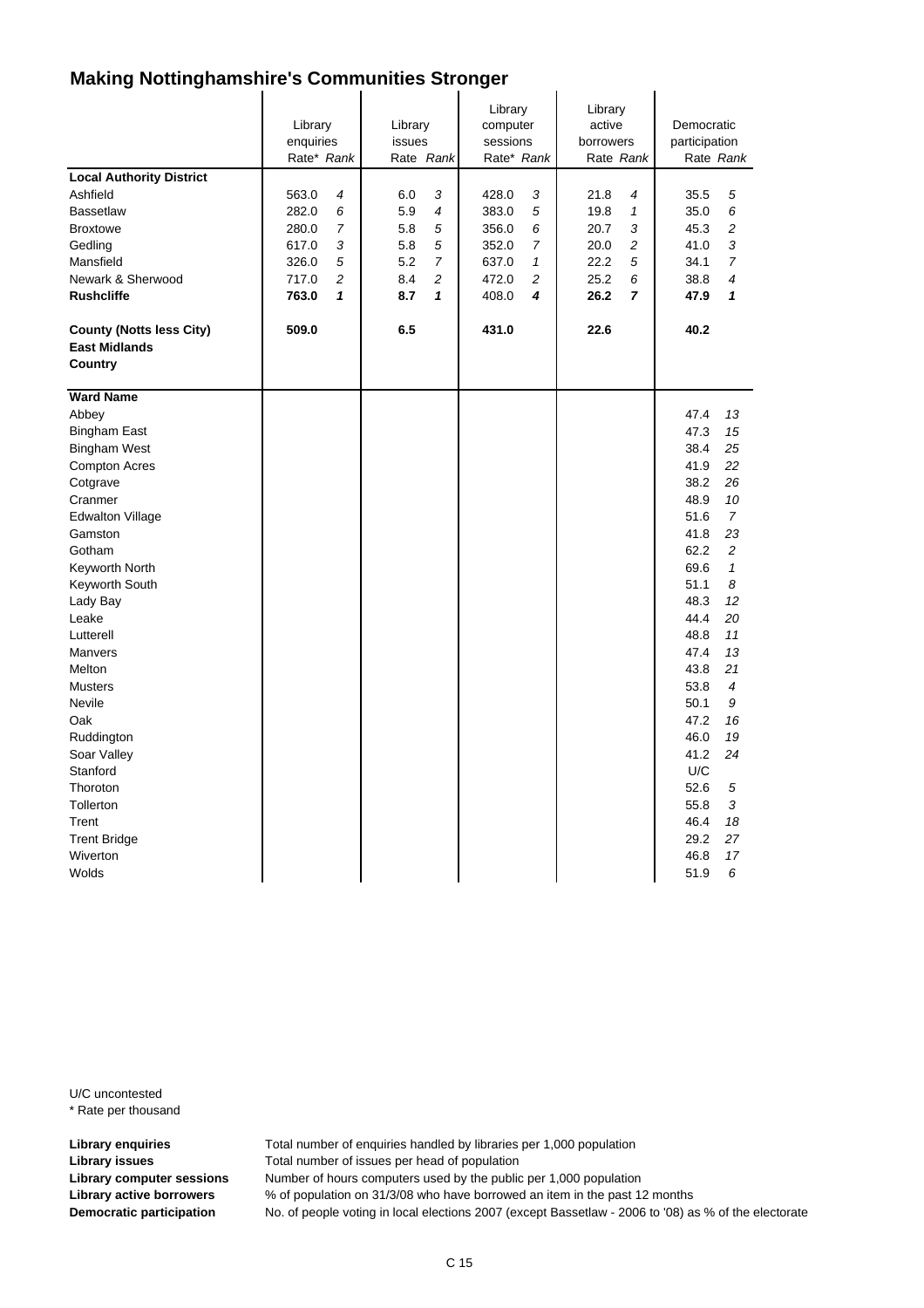# Making Nottinghamshire's Communities Stronger

| | Library enquiries | | Library issues | | Library computer sessions | | Library active borrowers | | Democratic participation | |
|---|---|---|---|---|---|---|---|---|---|---|
| | Rate* | Rank | Rate | Rank | Rate* | Rank | Rate | Rank | Rate | Rank |
| **Local Authority District** | | | | | | | | | | |
| Ashfield | 563.0 | *4* | 6.0 | *3* | 428.0 | *3* | 21.8 | *4* | 35.5 | *5* |
| Bassetlaw | 282.0 | *6* | 5.9 | *4* | 383.0 | *5* | 19.8 | *1* | 35.0 | *6* |
| Broxtowe | 280.0 | *7* | 5.8 | *5* | 356.0 | *6* | 20.7 | *3* | 45.3 | *2* |
| Gedling | 617.0 | *3* | 5.8 | *5* | 352.0 | *7* | 20.0 | *2* | 41.0 | *3* |
| Mansfield | 326.0 | *5* | 5.2 | *7* | 637.0 | *1* | 22.2 | *5* | 34.1 | *7* |
| Newark & Sherwood | 717.0 | *2* | 8.4 | *2* | 472.0 | *2* | 25.2 | *6* | 38.8 | *4* |
| **Rushcliffe** | **763.0** | ***1*** | **8.7** | ***1*** | 408.0 | ***4*** | **26.2** | ***7*** | **47.9** | ***1*** |
| **County (Notts less City)** | **509.0** | | **6.5** | | **431.0** | | **22.6** | | **40.2** | |
| **East Midlands** | | | | | | | | | | |
| **Country** | | | | | | | | | | |
| **Ward Name** | | | | | | | | | | |
| Abbey | | | | | | | | | 47.4 | *13* |
| Bingham East | | | | | | | | | 47.3 | *15* |
| Bingham West | | | | | | | | | 38.4 | *25* |
| Compton Acres | | | | | | | | | 41.9 | *22* |
| Cotgrave | | | | | | | | | 38.2 | *26* |
| Cranmer | | | | | | | | | 48.9 | *10* |
| Edwalton Village | | | | | | | | | 51.6 | *7* |
| Gamston | | | | | | | | | 41.8 | *23* |
| Gotham | | | | | | | | | 62.2 | *2* |
| Keyworth North | | | | | | | | | 69.6 | *1* |
| Keyworth South | | | | | | | | | 51.1 | *8* |
| Lady Bay | | | | | | | | | 48.3 | *12* |
| Leake | | | | | | | | | 44.4 | *20* |
| Lutterell | | | | | | | | | 48.8 | *11* |
| Manvers | | | | | | | | | 47.4 | *13* |
| Melton | | | | | | | | | 43.8 | *21* |
| Musters | | | | | | | | | 53.8 | *4* |
| Nevile | | | | | | | | | 50.1 | *9* |
| Oak | | | | | | | | | 47.2 | *16* |
| Ruddington | | | | | | | | | 46.0 | *19* |
| Soar Valley | | | | | | | | | 41.2 | *24* |
| Stanford | | | | | | | | | U/C | |
| Thoroton | | | | | | | | | 52.6 | *5* |
| Tollerton | | | | | | | | | 55.8 | *3* |
| Trent | | | | | | | | | 46.4 | *18* |
| Trent Bridge | | | | | | | | | 29.2 | *27* |
| Wiverton | | | | | | | | | 46.8 | *17* |
| Wolds | | | | | | | | | 51.9 | *6* |

U/C uncontested

\* Rate per thousand

**Library enquiries** Total number of enquiries handled by libraries per 1,000 population

**Library issues** Total number of issues per head of population

**Library computer sessions** Number of hours computers used by the public per 1,000 population

**Library active borrowers** % of population on 31/3/08 who have borrowed an item in the past 12 months

**Democratic participation** No. of people voting in local elections 2007 (except Bassetlaw - 2006 to '08) as % of the electorate